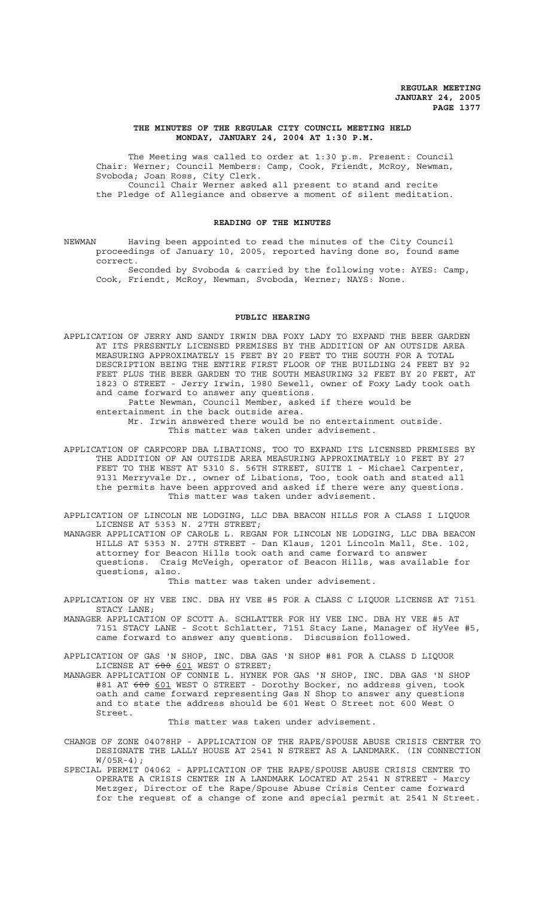**REGULAR MEETING**
**JANUARY 24, 2005**

## THE MINUTES OF THE REGULAR CITY COUNCIL MEETING HELD MONDAY, JANUARY 24, 2004 AT 1:30 P.M.

The Meeting was called to order at 1:30 p.m. Present: Council Chair: Werner; Council Members: Camp, Cook, Friendt, McRoy, Newman, Svoboda; Joan Ross, City Clerk.

Council Chair Werner asked all present to stand and recite the Pledge of Allegiance and observe a moment of silent meditation.

### READING OF THE MINUTES

NEWMAN Having been appointed to read the minutes of the City Council proceedings of January 10, 2005, reported having done so, found same correct.

Seconded by Svoboda & carried by the following vote: AYES: Camp, Cook, Friendt, McRoy, Newman, Svoboda, Werner; NAYS: None.

### PUBLIC HEARING

APPLICATION OF JERRY AND SANDY IRWIN DBA FOXY LADY TO EXPAND THE BEER GARDEN AT ITS PRESENTLY LICENSED PREMISES BY THE ADDITION OF AN OUTSIDE AREA MEASURING APPROXIMATELY 15 FEET BY 20 FEET TO THE SOUTH FOR A TOTAL DESCRIPTION BEING THE ENTIRE FIRST FLOOR OF THE BUILDING 24 FEET BY 92 FEET PLUS THE BEER GARDEN TO THE SOUTH MEASURING 32 FEET BY 20 FEET, AT 1823 O STREET - Jerry Irwin, 1980 Sewell, owner of Foxy Lady took oath and came forward to answer any questions.

Patte Newman, Council Member, asked if there would be entertainment in the back outside area.

Mr. Irwin answered there would be no entertainment outside.

This matter was taken under advisement.

APPLICATION OF CARPCORP DBA LIBATIONS, TOO TO EXPAND ITS LICENSED PREMISES BY THE ADDITION OF AN OUTSIDE AREA MEASURING APPROXIMATELY 10 FEET BY 27 FEET TO THE WEST AT 5310 S. 56TH STREET, SUITE 1 - Michael Carpenter, 9131 Merryvale Dr., owner of Libations, Too, took oath and stated all the permits have been approved and asked if there were any questions.

This matter was taken under advisement.

APPLICATION OF LINCOLN NE LODGING, LLC DBA BEACON HILLS FOR A CLASS I LIQUOR LICENSE AT 5353 N. 27TH STREET;

MANAGER APPLICATION OF CAROLE L. REGAN FOR LINCOLN NE LODGING, LLC DBA BEACON HILLS AT 5353 N. 27TH STREET - Dan Klaus, 1201 Lincoln Mall, Ste. 102, attorney for Beacon Hills took oath and came forward to answer questions. Craig McVeigh, operator of Beacon Hills, was available for questions, also.

This matter was taken under advisement.

APPLICATION OF HY VEE INC. DBA HY VEE #5 FOR A CLASS C LIQUOR LICENSE AT 7151 STACY LANE;

MANAGER APPLICATION OF SCOTT A. SCHLATTER FOR HY VEE INC. DBA HY VEE #5 AT 7151 STACY LANE - Scott Schlatter, 7151 Stacy Lane, Manager of HyVee #5, came forward to answer any questions. Discussion followed.

APPLICATION OF GAS 'N SHOP, INC. DBA GAS 'N SHOP #81 FOR A CLASS D LIQUOR LICENSE AT ~~600~~ <u>601</u> WEST O STREET;

MANAGER APPLICATION OF CONNIE L. HYNEK FOR GAS 'N SHOP, INC. DBA GAS 'N SHOP #81 AT ~~600~~ <u>601</u> WEST O STREET - Dorothy Bocker, no address given, took oath and came forward representing Gas N Shop to answer any questions and to state the address should be 601 West O Street not 600 West O Street.

This matter was taken under advisement.

CHANGE OF ZONE 04078HP - APPLICATION OF THE RAPE/SPOUSE ABUSE CRISIS CENTER TO DESIGNATE THE LALLY HOUSE AT 2541 N STREET AS A LANDMARK. (IN CONNECTION W/05R-4);

SPECIAL PERMIT 04062 - APPLICATION OF THE RAPE/SPOUSE ABUSE CRISIS CENTER TO OPERATE A CRISIS CENTER IN A LANDMARK LOCATED AT 2541 N STREET - Marcy Metzger, Director of the Rape/Spouse Abuse Crisis Center came forward for the request of a change of zone and special permit at 2541 N Street.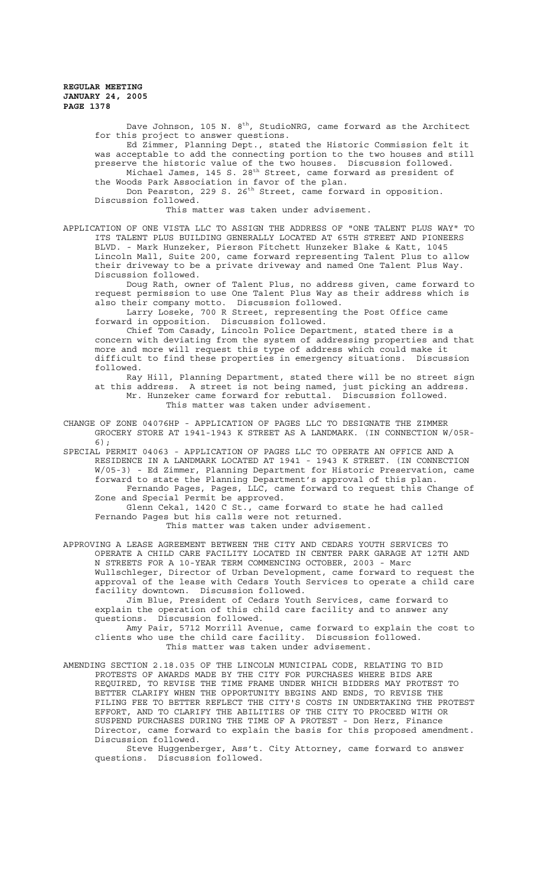Dave Johnson, 105 N. 8th, StudioNRG, came forward as the Architect for this project to answer questions.

Ed Zimmer, Planning Dept., stated the Historic Commission felt it was acceptable to add the connecting portion to the two houses and still preserve the historic value of the two houses. Discussion followed.

Michael James, 145 S. 28th Street, came forward as president of the Woods Park Association in favor of the plan.

Don Pearston, 229 S. 26th Street, came forward in opposition. Discussion followed.

This matter was taken under advisement.

APPLICATION OF ONE VISTA LLC TO ASSIGN THE ADDRESS OF "ONE TALENT PLUS WAY" TO ITS TALENT PLUS BUILDING GENERALLY LOCATED AT 65TH STREET AND PIONEERS BLVD. - Mark Hunzeker, Pierson Fitchett Hunzeker Blake & Katt, 1045 Lincoln Mall, Suite 200, came forward representing Talent Plus to allow their driveway to be a private driveway and named One Talent Plus Way. Discussion followed.

Doug Rath, owner of Talent Plus, no address given, came forward to request permission to use One Talent Plus Way as their address which is also their company motto. Discussion followed.

Larry Loseke, 700 R Street, representing the Post Office came forward in opposition. Discussion followed.

Chief Tom Casady, Lincoln Police Department, stated there is a concern with deviating from the system of addressing properties and that more and more will request this type of address which could make it difficult to find these properties in emergency situations. Discussion followed.

Ray Hill, Planning Department, stated there will be no street sign at this address. A street is not being named, just picking an address.

Mr. Hunzeker came forward for rebuttal. Discussion followed.

This matter was taken under advisement.

CHANGE OF ZONE 04076HP - APPLICATION OF PAGES LLC TO DESIGNATE THE ZIMMER GROCERY STORE AT 1941-1943 K STREET AS A LANDMARK. (IN CONNECTION W/05R-6);

SPECIAL PERMIT 04063 - APPLICATION OF PAGES LLC TO OPERATE AN OFFICE AND A RESIDENCE IN A LANDMARK LOCATED AT 1941 - 1943 K STREET. (IN CONNECTION W/05-3) - Ed Zimmer, Planning Department for Historic Preservation, came forward to state the Planning Department's approval of this plan.

Fernando Pages, Pages, LLC, came forward to request this Change of Zone and Special Permit be approved.

Glenn Cekal, 1420 C St., came forward to state he had called Fernando Pages but his calls were not returned.

This matter was taken under advisement.

APPROVING A LEASE AGREEMENT BETWEEN THE CITY AND CEDARS YOUTH SERVICES TO OPERATE A CHILD CARE FACILITY LOCATED IN CENTER PARK GARAGE AT 12TH AND N STREETS FOR A 10-YEAR TERM COMMENCING OCTOBER, 2003 - Marc Wullschleger, Director of Urban Development, came forward to request the approval of the lease with Cedars Youth Services to operate a child care facility downtown. Discussion followed.

Jim Blue, President of Cedars Youth Services, came forward to explain the operation of this child care facility and to answer any questions. Discussion followed.

Amy Pair, 5712 Morrill Avenue, came forward to explain the cost to clients who use the child care facility. Discussion followed.

This matter was taken under advisement.

AMENDING SECTION 2.18.035 OF THE LINCOLN MUNICIPAL CODE, RELATING TO BID PROTESTS OF AWARDS MADE BY THE CITY FOR PURCHASES WHERE BIDS ARE REQUIRED, TO REVISE THE TIME FRAME UNDER WHICH BIDDERS MAY PROTEST TO BETTER CLARIFY WHEN THE OPPORTUNITY BEGINS AND ENDS, TO REVISE THE FILING FEE TO BETTER REFLECT THE CITY'S COSTS IN UNDERTAKING THE PROTEST EFFORT, AND TO CLARIFY THE ABILITIES OF THE CITY TO PROCEED WITH OR SUSPEND PURCHASES DURING THE TIME OF A PROTEST - Don Herz, Finance Director, came forward to explain the basis for this proposed amendment. Discussion followed.

Steve Huggenberger, Ass't. City Attorney, came forward to answer questions. Discussion followed.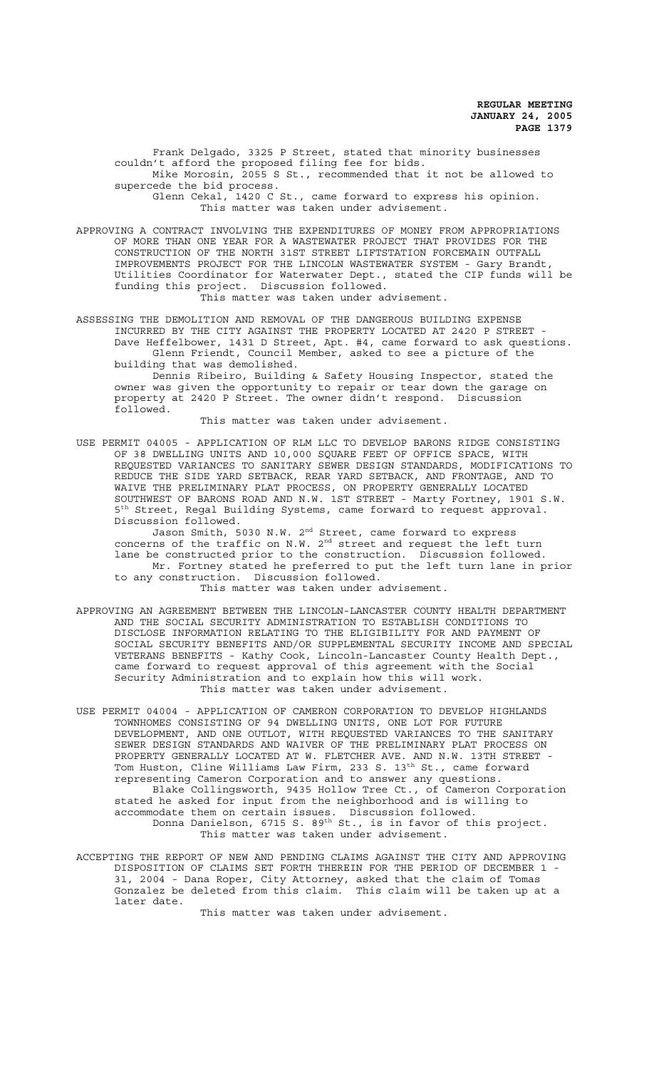Frank Delgado, 3325 P Street, stated that minority businesses couldn't afford the proposed filing fee for bids.

Mike Morosin, 2055 S St., recommended that it not be allowed to supercede the bid process.

Glenn Cekal, 1420 C St., came forward to express his opinion.

This matter was taken under advisement.

APPROVING A CONTRACT INVOLVING THE EXPENDITURES OF MONEY FROM APPROPRIATIONS OF MORE THAN ONE YEAR FOR A WASTEWATER PROJECT THAT PROVIDES FOR THE CONSTRUCTION OF THE NORTH 31ST STREET LIFTSTATION FORCEMAIN OUTFALL IMPROVEMENTS PROJECT FOR THE LINCOLN WASTEWATER SYSTEM - Gary Brandt, Utilities Coordinator for Waterwater Dept., stated the CIP funds will be funding this project. Discussion followed.

This matter was taken under advisement.

ASSESSING THE DEMOLITION AND REMOVAL OF THE DANGEROUS BUILDING EXPENSE INCURRED BY THE CITY AGAINST THE PROPERTY LOCATED AT 2420 P STREET - Dave Heffelbower, 1431 D Street, Apt. #4, came forward to ask questions.

Glenn Friendt, Council Member, asked to see a picture of the building that was demolished.

Dennis Ribeiro, Building & Safety Housing Inspector, stated the owner was given the opportunity to repair or tear down the garage on property at 2420 P Street. The owner didn't respond. Discussion followed.

This matter was taken under advisement.

USE PERMIT 04005 - APPLICATION OF RLM LLC TO DEVELOP BARONS RIDGE CONSISTING OF 38 DWELLING UNITS AND 10,000 SQUARE FEET OF OFFICE SPACE, WITH REQUESTED VARIANCES TO SANITARY SEWER DESIGN STANDARDS, MODIFICATIONS TO REDUCE THE SIDE YARD SETBACK, REAR YARD SETBACK, AND FRONTAGE, AND TO WAIVE THE PRELIMINARY PLAT PROCESS, ON PROPERTY GENERALLY LOCATED SOUTHWEST OF BARONS ROAD AND N.W. 1ST STREET - Marty Fortney, 1901 S.W. 5th Street, Regal Building Systems, came forward to request approval. Discussion followed.

Jason Smith, 5030 N.W. 2nd Street, came forward to express concerns of the traffic on N.W. 2nd street and request the left turn lane be constructed prior to the construction. Discussion followed.

Mr. Fortney stated he preferred to put the left turn lane in prior to any construction. Discussion followed.

This matter was taken under advisement.

APPROVING AN AGREEMENT BETWEEN THE LINCOLN-LANCASTER COUNTY HEALTH DEPARTMENT AND THE SOCIAL SECURITY ADMINISTRATION TO ESTABLISH CONDITIONS TO DISCLOSE INFORMATION RELATING TO THE ELIGIBILITY FOR AND PAYMENT OF SOCIAL SECURITY BENEFITS AND/OR SUPPLEMENTAL SECURITY INCOME AND SPECIAL VETERANS BENEFITS - Kathy Cook, Lincoln-Lancaster County Health Dept., came forward to request approval of this agreement with the Social Security Administration and to explain how this will work.

This matter was taken under advisement.

USE PERMIT 04004 - APPLICATION OF CAMERON CORPORATION TO DEVELOP HIGHLANDS TOWNHOMES CONSISTING OF 94 DWELLING UNITS, ONE LOT FOR FUTURE DEVELOPMENT, AND ONE OUTLOT, WITH REQUESTED VARIANCES TO THE SANITARY SEWER DESIGN STANDARDS AND WAIVER OF THE PRELIMINARY PLAT PROCESS ON PROPERTY GENERALLY LOCATED AT W. FLETCHER AVE. AND N.W. 13TH STREET - Tom Huston, Cline Williams Law Firm, 233 S. 13th St., came forward representing Cameron Corporation and to answer any questions.

Blake Collingsworth, 9435 Hollow Tree Ct., of Cameron Corporation stated he asked for input from the neighborhood and is willing to accommodate them on certain issues. Discussion followed.

Donna Danielson, 6715 S. 89th St., is in favor of this project.

This matter was taken under advisement.

ACCEPTING THE REPORT OF NEW AND PENDING CLAIMS AGAINST THE CITY AND APPROVING DISPOSITION OF CLAIMS SET FORTH THEREIN FOR THE PERIOD OF DECEMBER 1 - 31, 2004 - Dana Roper, City Attorney, asked that the claim of Tomas Gonzalez be deleted from this claim. This claim will be taken up at a later date.

This matter was taken under advisement.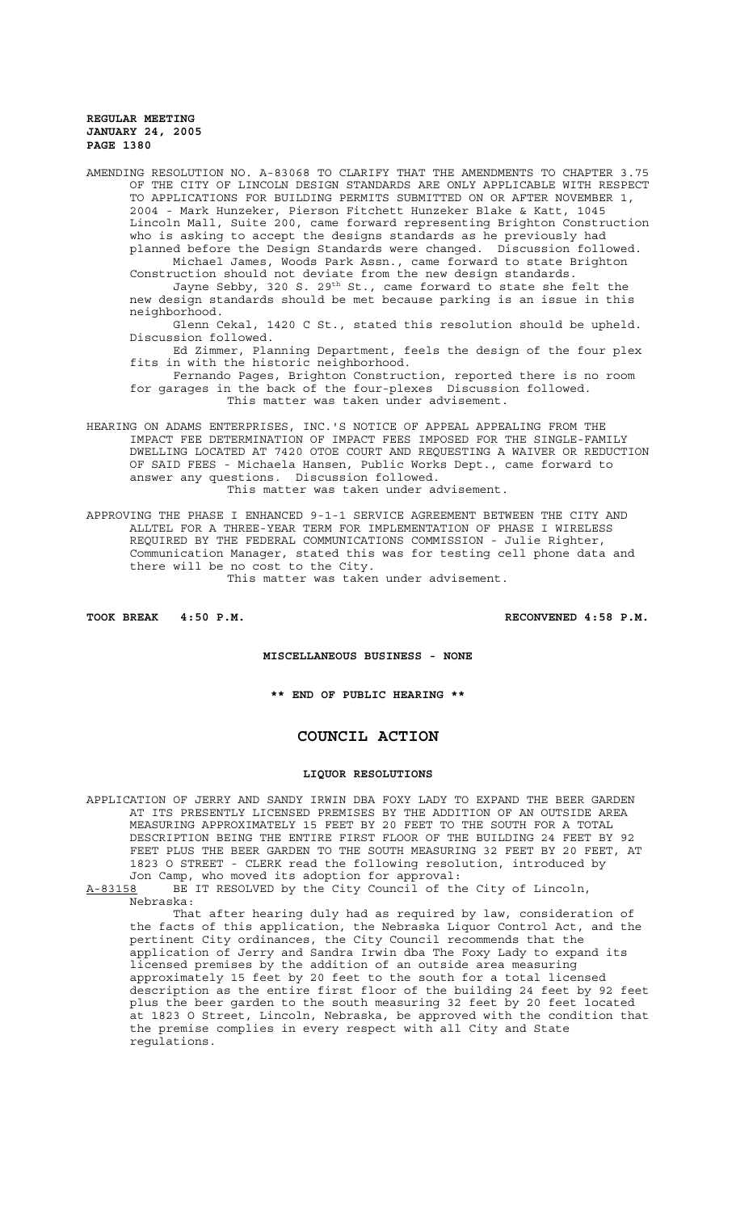AMENDING RESOLUTION NO. A-83068 TO CLARIFY THAT THE AMENDMENTS TO CHAPTER 3.75 OF THE CITY OF LINCOLN DESIGN STANDARDS ARE ONLY APPLICABLE WITH RESPECT TO APPLICATIONS FOR BUILDING PERMITS SUBMITTED ON OR AFTER NOVEMBER 1, 2004 - Mark Hunzeker, Pierson Fitchett Hunzeker Blake & Katt, 1045 Lincoln Mall, Suite 200, came forward representing Brighton Construction who is asking to accept the designs standards as he previously had planned before the Design Standards were changed. Discussion followed.

Michael James, Woods Park Assn., came forward to state Brighton Construction should not deviate from the new design standards.

Jayne Sebby, 320 S. 29th St., came forward to state she felt the new design standards should be met because parking is an issue in this neighborhood.

Glenn Cekal, 1420 C St., stated this resolution should be upheld. Discussion followed.

Ed Zimmer, Planning Department, feels the design of the four plex fits in with the historic neighborhood.

Fernando Pages, Brighton Construction, reported there is no room for garages in the back of the four-plexes Discussion followed.

This matter was taken under advisement.

HEARING ON ADAMS ENTERPRISES, INC.'S NOTICE OF APPEAL APPEALING FROM THE IMPACT FEE DETERMINATION OF IMPACT FEES IMPOSED FOR THE SINGLE-FAMILY DWELLING LOCATED AT 7420 OTOE COURT AND REQUESTING A WAIVER OR REDUCTION OF SAID FEES - Michaela Hansen, Public Works Dept., came forward to answer any questions. Discussion followed.

This matter was taken under advisement.

APPROVING THE PHASE I ENHANCED 9-1-1 SERVICE AGREEMENT BETWEEN THE CITY AND ALLTEL FOR A THREE-YEAR TERM FOR IMPLEMENTATION OF PHASE I WIRELESS REQUIRED BY THE FEDERAL COMMUNICATIONS COMMISSION - Julie Righter, Communication Manager, stated this was for testing cell phone data and there will be no cost to the City.

This matter was taken under advisement.

**TOOK BREAK 4:50 P.M. RECONVENED 4:58 P.M.**

**MISCELLANEOUS BUSINESS - NONE**

**\*\* END OF PUBLIC HEARING \*\***

# COUNCIL ACTION

## LIQUOR RESOLUTIONS

APPLICATION OF JERRY AND SANDY IRWIN DBA FOXY LADY TO EXPAND THE BEER GARDEN AT ITS PRESENTLY LICENSED PREMISES BY THE ADDITION OF AN OUTSIDE AREA MEASURING APPROXIMATELY 15 FEET BY 20 FEET TO THE SOUTH FOR A TOTAL DESCRIPTION BEING THE ENTIRE FIRST FLOOR OF THE BUILDING 24 FEET BY 92 FEET PLUS THE BEER GARDEN TO THE SOUTH MEASURING 32 FEET BY 20 FEET, AT 1823 O STREET - CLERK read the following resolution, introduced by Jon Camp, who moved its adoption for approval:

A-83158 BE IT RESOLVED by the City Council of the City of Lincoln, Nebraska:

That after hearing duly had as required by law, consideration of the facts of this application, the Nebraska Liquor Control Act, and the pertinent City ordinances, the City Council recommends that the application of Jerry and Sandra Irwin dba The Foxy Lady to expand its licensed premises by the addition of an outside area measuring approximately 15 feet by 20 feet to the south for a total licensed description as the entire first floor of the building 24 feet by 92 feet plus the beer garden to the south measuring 32 feet by 20 feet located at 1823 O Street, Lincoln, Nebraska, be approved with the condition that the premise complies in every respect with all City and State regulations.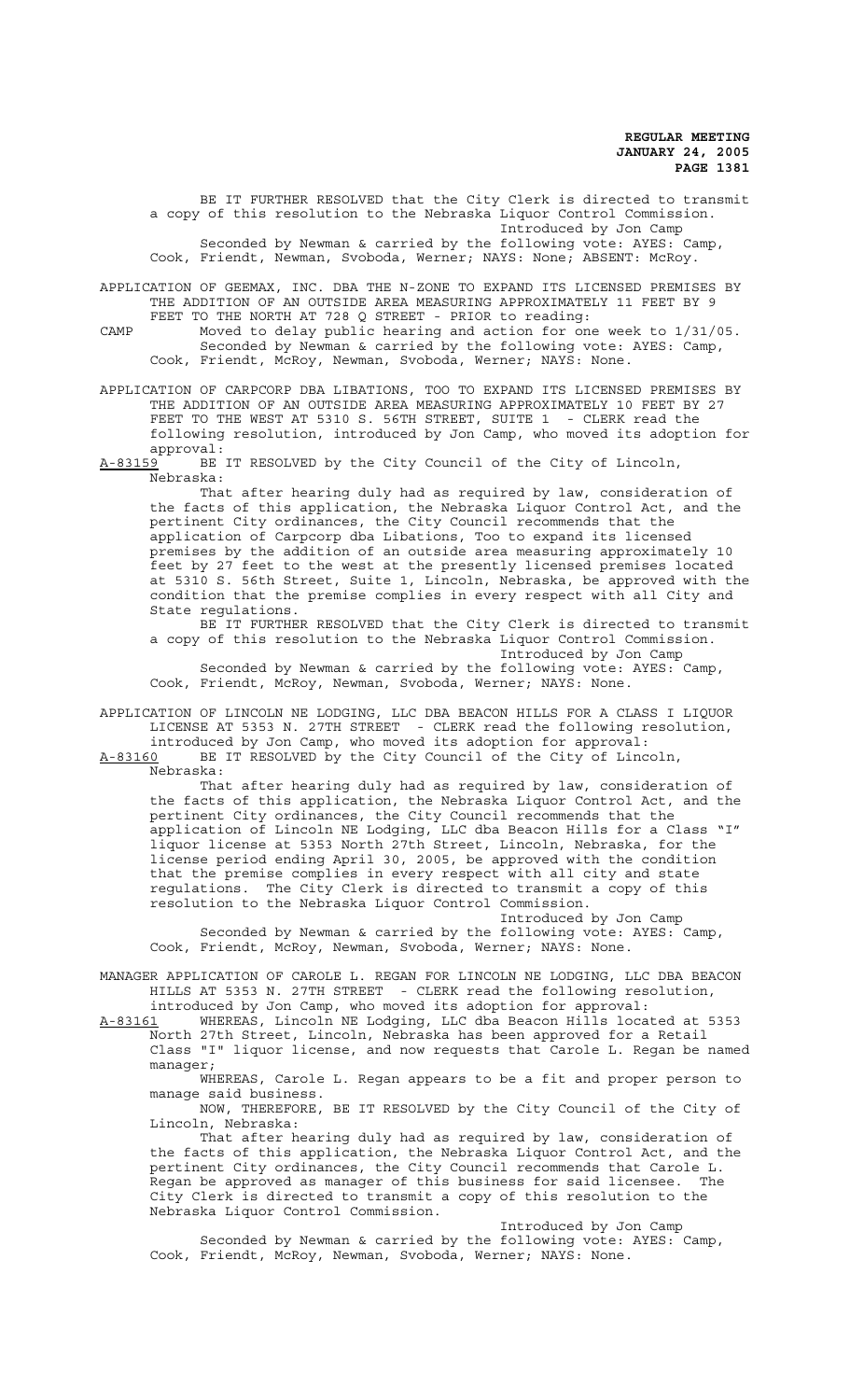BE IT FURTHER RESOLVED that the City Clerk is directed to transmit a copy of this resolution to the Nebraska Liquor Control Commission.

Introduced by Jon Camp

Seconded by Newman & carried by the following vote: AYES: Camp, Cook, Friendt, Newman, Svoboda, Werner; NAYS: None; ABSENT: McRoy.

APPLICATION OF GEEMAX, INC. DBA THE N-ZONE TO EXPAND ITS LICENSED PREMISES BY THE ADDITION OF AN OUTSIDE AREA MEASURING APPROXIMATELY 11 FEET BY 9 FEET TO THE NORTH AT 728 Q STREET - PRIOR to reading:

CAMP Moved to delay public hearing and action for one week to 1/31/05. Seconded by Newman & carried by the following vote: AYES: Camp, Cook, Friendt, McRoy, Newman, Svoboda, Werner; NAYS: None.

APPLICATION OF CARPCORP DBA LIBATIONS, TOO TO EXPAND ITS LICENSED PREMISES BY THE ADDITION OF AN OUTSIDE AREA MEASURING APPROXIMATELY 10 FEET BY 27 FEET TO THE WEST AT 5310 S. 56TH STREET, SUITE 1 - CLERK read the following resolution, introduced by Jon Camp, who moved its adoption for approval:

A-83159 BE IT RESOLVED by the City Council of the City of Lincoln, Nebraska:

That after hearing duly had as required by law, consideration of the facts of this application, the Nebraska Liquor Control Act, and the pertinent City ordinances, the City Council recommends that the application of Carpcorp dba Libations, Too to expand its licensed premises by the addition of an outside area measuring approximately 10 feet by 27 feet to the west at the presently licensed premises located at 5310 S. 56th Street, Suite 1, Lincoln, Nebraska, be approved with the condition that the premise complies in every respect with all City and State regulations.

BE IT FURTHER RESOLVED that the City Clerk is directed to transmit a copy of this resolution to the Nebraska Liquor Control Commission.

Introduced by Jon Camp

Seconded by Newman & carried by the following vote: AYES: Camp, Cook, Friendt, McRoy, Newman, Svoboda, Werner; NAYS: None.

APPLICATION OF LINCOLN NE LODGING, LLC DBA BEACON HILLS FOR A CLASS I LIQUOR LICENSE AT 5353 N. 27TH STREET - CLERK read the following resolution, introduced by Jon Camp, who moved its adoption for approval:

A-83160 BE IT RESOLVED by the City Council of the City of Lincoln, Nebraska:

That after hearing duly had as required by law, consideration of the facts of this application, the Nebraska Liquor Control Act, and the pertinent City ordinances, the City Council recommends that the application of Lincoln NE Lodging, LLC dba Beacon Hills for a Class "I" liquor license at 5353 North 27th Street, Lincoln, Nebraska, for the license period ending April 30, 2005, be approved with the condition that the premise complies in every respect with all city and state regulations. The City Clerk is directed to transmit a copy of this resolution to the Nebraska Liquor Control Commission.

Introduced by Jon Camp

Seconded by Newman & carried by the following vote: AYES: Camp, Cook, Friendt, McRoy, Newman, Svoboda, Werner; NAYS: None.

MANAGER APPLICATION OF CAROLE L. REGAN FOR LINCOLN NE LODGING, LLC DBA BEACON HILLS AT 5353 N. 27TH STREET - CLERK read the following resolution, introduced by Jon Camp, who moved its adoption for approval:

A-83161 WHEREAS, Lincoln NE Lodging, LLC dba Beacon Hills located at 5353 North 27th Street, Lincoln, Nebraska has been approved for a Retail Class "I" liquor license, and now requests that Carole L. Regan be named manager;

WHEREAS, Carole L. Regan appears to be a fit and proper person to manage said business.

NOW, THEREFORE, BE IT RESOLVED by the City Council of the City of Lincoln, Nebraska:

That after hearing duly had as required by law, consideration of the facts of this application, the Nebraska Liquor Control Act, and the pertinent City ordinances, the City Council recommends that Carole L. Regan be approved as manager of this business for said licensee. The City Clerk is directed to transmit a copy of this resolution to the Nebraska Liquor Control Commission.

Introduced by Jon Camp

Seconded by Newman & carried by the following vote: AYES: Camp, Cook, Friendt, McRoy, Newman, Svoboda, Werner; NAYS: None.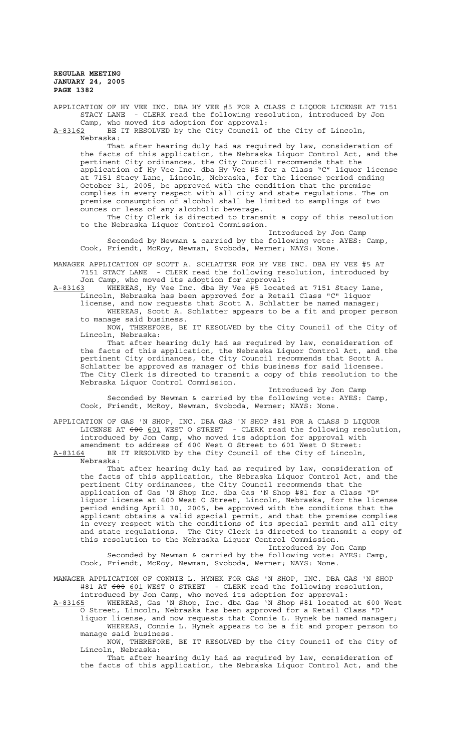APPLICATION OF HY VEE INC. DBA HY VEE #5 FOR A CLASS C LIQUOR LICENSE AT 7151 STACY LANE - CLERK read the following resolution, introduced by Jon Camp, who moved its adoption for approval:

A-83162 BE IT RESOLVED by the City Council of the City of Lincoln, Nebraska:

That after hearing duly had as required by law, consideration of the facts of this application, the Nebraska Liquor Control Act, and the pertinent City ordinances, the City Council recommends that the application of Hy Vee Inc. dba Hy Vee #5 for a Class "C" liquor license at 7151 Stacy Lane, Lincoln, Nebraska, for the license period ending October 31, 2005, be approved with the condition that the premise complies in every respect with all city and state regulations. The on premise consumption of alcohol shall be limited to samplings of two ounces or less of any alcoholic beverage.

The City Clerk is directed to transmit a copy of this resolution to the Nebraska Liquor Control Commission.

Introduced by Jon Camp

Seconded by Newman & carried by the following vote: AYES: Camp, Cook, Friendt, McRoy, Newman, Svoboda, Werner; NAYS: None.

MANAGER APPLICATION OF SCOTT A. SCHLATTER FOR HY VEE INC. DBA HY VEE #5 AT 7151 STACY LANE - CLERK read the following resolution, introduced by Jon Camp, who moved its adoption for approval:

A-83163 WHEREAS, Hy Vee Inc. dba Hy Vee #5 located at 7151 Stacy Lane, Lincoln, Nebraska has been approved for a Retail Class "C" liquor license, and now requests that Scott A. Schlatter be named manager;

WHEREAS, Scott A. Schlatter appears to be a fit and proper person to manage said business.

NOW, THEREFORE, BE IT RESOLVED by the City Council of the City of Lincoln, Nebraska:

That after hearing duly had as required by law, consideration of the facts of this application, the Nebraska Liquor Control Act, and the pertinent City ordinances, the City Council recommends that Scott A. Schlatter be approved as manager of this business for said licensee. The City Clerk is directed to transmit a copy of this resolution to the Nebraska Liquor Control Commission.

Introduced by Jon Camp

Seconded by Newman & carried by the following vote: AYES: Camp, Cook, Friendt, McRoy, Newman, Svoboda, Werner; NAYS: None.

APPLICATION OF GAS 'N SHOP, INC. DBA GAS 'N SHOP #81 FOR A CLASS D LIQUOR LICENSE AT ~~600~~ 601 WEST O STREET - CLERK read the following resolution, introduced by Jon Camp, who moved its adoption for approval with amendment to address of 600 West O Street to 601 West O Street:

A-83164 BE IT RESOLVED by the City Council of the City of Lincoln, Nebraska:

That after hearing duly had as required by law, consideration of the facts of this application, the Nebraska Liquor Control Act, and the pertinent City ordinances, the City Council recommends that the application of Gas 'N Shop Inc. dba Gas 'N Shop #81 for a Class "D" liquor license at 600 West O Street, Lincoln, Nebraska, for the license period ending April 30, 2005, be approved with the conditions that the applicant obtains a valid special permit, and that the premise complies in every respect with the conditions of its special permit and all city and state regulations. The City Clerk is directed to transmit a copy of this resolution to the Nebraska Liquor Control Commission.

Introduced by Jon Camp

Seconded by Newman & carried by the following vote: AYES: Camp, Cook, Friendt, McRoy, Newman, Svoboda, Werner; NAYS: None.

MANAGER APPLICATION OF CONNIE L. HYNEK FOR GAS 'N SHOP, INC. DBA GAS 'N SHOP #81 AT ~~600~~ 601 WEST O STREET - CLERK read the following resolution, introduced by Jon Camp, who moved its adoption for approval:

A-83165 WHEREAS, Gas 'N Shop, Inc. dba Gas 'N Shop #81 located at 600 West O Street, Lincoln, Nebraska has been approved for a Retail Class "D" liquor license, and now requests that Connie L. Hynek be named manager;

WHEREAS, Connie L. Hynek appears to be a fit and proper person to manage said business.

NOW, THEREFORE, BE IT RESOLVED by the City Council of the City of Lincoln, Nebraska:

That after hearing duly had as required by law, consideration of the facts of this application, the Nebraska Liquor Control Act, and the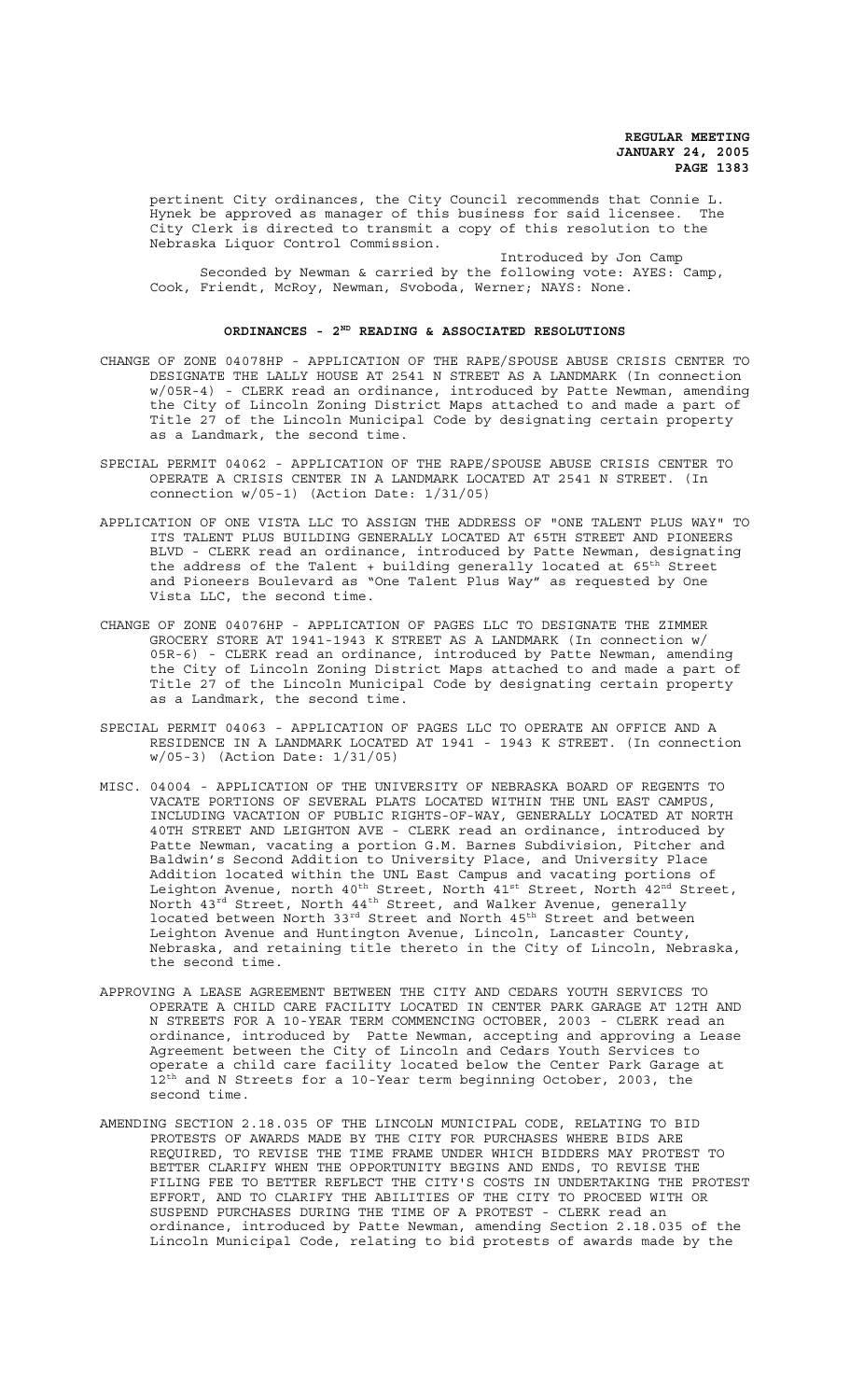pertinent City ordinances, the City Council recommends that Connie L. Hynek be approved as manager of this business for said licensee. The City Clerk is directed to transmit a copy of this resolution to the Nebraska Liquor Control Commission.

Introduced by Jon Camp

Seconded by Newman & carried by the following vote: AYES: Camp, Cook, Friendt, McRoy, Newman, Svoboda, Werner; NAYS: None.

## ORDINANCES - 2ND READING & ASSOCIATED RESOLUTIONS

CHANGE OF ZONE 04078HP - APPLICATION OF THE RAPE/SPOUSE ABUSE CRISIS CENTER TO DESIGNATE THE LALLY HOUSE AT 2541 N STREET AS A LANDMARK (In connection w/05R-4) - CLERK read an ordinance, introduced by Patte Newman, amending the City of Lincoln Zoning District Maps attached to and made a part of Title 27 of the Lincoln Municipal Code by designating certain property as a Landmark, the second time.

SPECIAL PERMIT 04062 - APPLICATION OF THE RAPE/SPOUSE ABUSE CRISIS CENTER TO OPERATE A CRISIS CENTER IN A LANDMARK LOCATED AT 2541 N STREET. (In connection w/05-1) (Action Date: 1/31/05)

APPLICATION OF ONE VISTA LLC TO ASSIGN THE ADDRESS OF "ONE TALENT PLUS WAY" TO ITS TALENT PLUS BUILDING GENERALLY LOCATED AT 65TH STREET AND PIONEERS BLVD - CLERK read an ordinance, introduced by Patte Newman, designating the address of the Talent + building generally located at 65th Street and Pioneers Boulevard as "One Talent Plus Way" as requested by One Vista LLC, the second time.

CHANGE OF ZONE 04076HP - APPLICATION OF PAGES LLC TO DESIGNATE THE ZIMMER GROCERY STORE AT 1941-1943 K STREET AS A LANDMARK (In connection w/ 05R-6) - CLERK read an ordinance, introduced by Patte Newman, amending the City of Lincoln Zoning District Maps attached to and made a part of Title 27 of the Lincoln Municipal Code by designating certain property as a Landmark, the second time.

SPECIAL PERMIT 04063 - APPLICATION OF PAGES LLC TO OPERATE AN OFFICE AND A RESIDENCE IN A LANDMARK LOCATED AT 1941 - 1943 K STREET. (In connection w/05-3) (Action Date: 1/31/05)

MISC. 04004 - APPLICATION OF THE UNIVERSITY OF NEBRASKA BOARD OF REGENTS TO VACATE PORTIONS OF SEVERAL PLATS LOCATED WITHIN THE UNL EAST CAMPUS, INCLUDING VACATION OF PUBLIC RIGHTS-OF-WAY, GENERALLY LOCATED AT NORTH 40TH STREET AND LEIGHTON AVE - CLERK read an ordinance, introduced by Patte Newman, vacating a portion G.M. Barnes Subdivision, Pitcher and Baldwin's Second Addition to University Place, and University Place Addition located within the UNL East Campus and vacating portions of Leighton Avenue, north 40th Street, North 41st Street, North 42nd Street, North 43rd Street, North 44th Street, and Walker Avenue, generally located between North 33rd Street and North 45th Street and between Leighton Avenue and Huntington Avenue, Lincoln, Lancaster County, Nebraska, and retaining title thereto in the City of Lincoln, Nebraska, the second time.

APPROVING A LEASE AGREEMENT BETWEEN THE CITY AND CEDARS YOUTH SERVICES TO OPERATE A CHILD CARE FACILITY LOCATED IN CENTER PARK GARAGE AT 12TH AND N STREETS FOR A 10-YEAR TERM COMMENCING OCTOBER, 2003 - CLERK read an ordinance, introduced by Patte Newman, accepting and approving a Lease Agreement between the City of Lincoln and Cedars Youth Services to operate a child care facility located below the Center Park Garage at 12th and N Streets for a 10-Year term beginning October, 2003, the second time.

AMENDING SECTION 2.18.035 OF THE LINCOLN MUNICIPAL CODE, RELATING TO BID PROTESTS OF AWARDS MADE BY THE CITY FOR PURCHASES WHERE BIDS ARE REQUIRED, TO REVISE THE TIME FRAME UNDER WHICH BIDDERS MAY PROTEST TO BETTER CLARIFY WHEN THE OPPORTUNITY BEGINS AND ENDS, TO REVISE THE FILING FEE TO BETTER REFLECT THE CITY'S COSTS IN UNDERTAKING THE PROTEST EFFORT, AND TO CLARIFY THE ABILITIES OF THE CITY TO PROCEED WITH OR SUSPEND PURCHASES DURING THE TIME OF A PROTEST - CLERK read an ordinance, introduced by Patte Newman, amending Section 2.18.035 of the Lincoln Municipal Code, relating to bid protests of awards made by the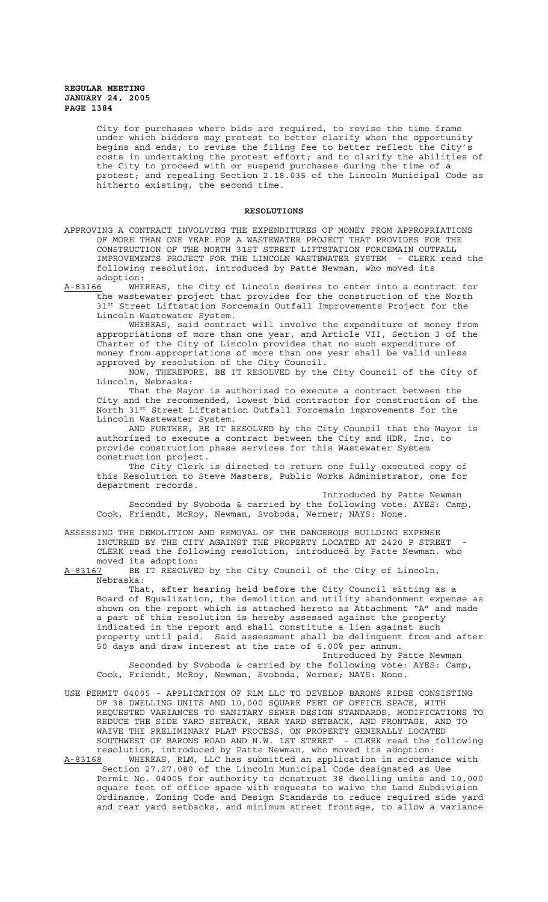City for purchases where bids are required, to revise the time frame under which bidders may protest to better clarify when the opportunity begins and ends; to revise the filing fee to better reflect the City's costs in undertaking the protest effort; and to clarify the abilities of the City to proceed with or suspend purchases during the time of a protest; and repealing Section 2.18.035 of the Lincoln Municipal Code as hitherto existing, the second time.

## RESOLUTIONS

APPROVING A CONTRACT INVOLVING THE EXPENDITURES OF MONEY FROM APPROPRIATIONS OF MORE THAN ONE YEAR FOR A WASTEWATER PROJECT THAT PROVIDES FOR THE CONSTRUCTION OF THE NORTH 31ST STREET LIFTSTATION FORCEMAIN OUTFALL IMPROVEMENTS PROJECT FOR THE LINCOLN WASTEWATER SYSTEM - CLERK read the following resolution, introduced by Patte Newman, who moved its adoption:

A-83166 WHEREAS, the City of Lincoln desires to enter into a contract for the wastewater project that provides for the construction of the North 31st Street Liftstation Forcemain Outfall Improvements Project for the Lincoln Wastewater System.

WHEREAS, said contract will involve the expenditure of money from appropriations of more than one year, and Article VII, Section 3 of the Charter of the City of Lincoln provides that no such expenditure of money from appropriations of more than one year shall be valid unless approved by resolution of the City Council.

NOW, THEREFORE, BE IT RESOLVED by the City Council of the City of Lincoln, Nebraska:

That the Mayor is authorized to execute a contract between the City and the recommended, lowest bid contractor for construction of the North 31st Street Liftstation Outfall Forcemain improvements for the Lincoln Wastewater System.

AND FURTHER, BE IT RESOLVED by the City Council that the Mayor is authorized to execute a contract between the City and HDR, Inc. to provide construction phase services for this Wastewater System construction project.

The City Clerk is directed to return one fully executed copy of this Resolution to Steve Masters, Public Works Administrator, one for department records.

Introduced by Patte Newman

Seconded by Svoboda & carried by the following vote: AYES: Camp, Cook, Friendt, McRoy, Newman, Svoboda, Werner; NAYS: None.

ASSESSING THE DEMOLITION AND REMOVAL OF THE DANGEROUS BUILDING EXPENSE INCURRED BY THE CITY AGAINST THE PROPERTY LOCATED AT 2420 P STREET - CLERK read the following resolution, introduced by Patte Newman, who moved its adoption:

A-83167 BE IT RESOLVED by the City Council of the City of Lincoln, Nebraska:

That, after hearing held before the City Council sitting as a Board of Equalization, the demolition and utility abandonment expense as shown on the report which is attached hereto as Attachment "A" and made a part of this resolution is hereby assessed against the property indicated in the report and shall constitute a lien against such property until paid. Said assessment shall be delinquent from and after 50 days and draw interest at the rate of 6.00% per annum.

Introduced by Patte Newman

Seconded by Svoboda & carried by the following vote: AYES: Camp, Cook, Friendt, McRoy, Newman, Svoboda, Werner; NAYS: None.

USE PERMIT 04005 - APPLICATION OF RLM LLC TO DEVELOP BARONS RIDGE CONSISTING OF 38 DWELLING UNITS AND 10,000 SQUARE FEET OF OFFICE SPACE, WITH REQUESTED VARIANCES TO SANITARY SEWER DESIGN STANDARDS, MODIFICATIONS TO REDUCE THE SIDE YARD SETBACK, REAR YARD SETBACK, AND FRONTAGE, AND TO WAIVE THE PRELIMINARY PLAT PROCESS, ON PROPERTY GENERALLY LOCATED SOUTHWEST OF BARONS ROAD AND N.W. 1ST STREET - CLERK read the following resolution, introduced by Patte Newman, who moved its adoption:

A-83168 WHEREAS, RLM, LLC has submitted an application in accordance with Section 27.27.080 of the Lincoln Municipal Code designated as Use Permit No. 04005 for authority to construct 38 dwelling units and 10,000 square feet of office space with requests to waive the Land Subdivision Ordinance, Zoning Code and Design Standards to reduce required side yard and rear yard setbacks, and minimum street frontage, to allow a variance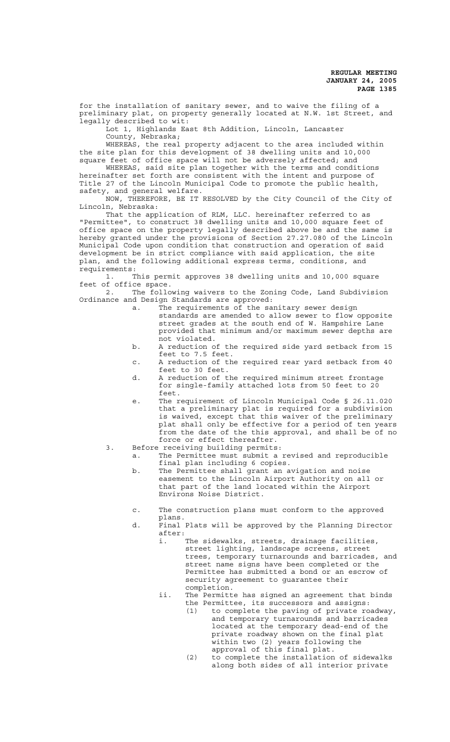for the installation of sanitary sewer, and to waive the filing of a preliminary plat, on property generally located at N.W. 1st Street, and legally described to wit:

Lot 1, Highlands East 8th Addition, Lincoln, Lancaster County, Nebraska;

WHEREAS, the real property adjacent to the area included within the site plan for this development of 38 dwelling units and 10,000 square feet of office space will not be adversely affected; and

WHEREAS, said site plan together with the terms and conditions hereinafter set forth are consistent with the intent and purpose of Title 27 of the Lincoln Municipal Code to promote the public health, safety, and general welfare.

NOW, THEREFORE, BE IT RESOLVED by the City Council of the City of Lincoln, Nebraska:

That the application of RLM, LLC. hereinafter referred to as "Permittee", to construct 38 dwelling units and 10,000 square feet of office space on the property legally described above be and the same is hereby granted under the provisions of Section 27.27.080 of the Lincoln Municipal Code upon condition that construction and operation of said development be in strict compliance with said application, the site plan, and the following additional express terms, conditions, and requirements:

1. This permit approves 38 dwelling units and 10,000 square feet of office space.

2. The following waivers to the Zoning Code, Land Subdivision Ordinance and Design Standards are approved:

   a. The requirements of the sanitary sewer design standards are amended to allow sewer to flow opposite street grades at the south end of W. Hampshire Lane provided that minimum and/or maximum sewer depths are not violated.

   b. A reduction of the required side yard setback from 15 feet to 7.5 feet.

   c. A reduction of the required rear yard setback from 40 feet to 30 feet.

   d. A reduction of the required minimum street frontage for single-family attached lots from 50 feet to 20 feet.

   e. The requirement of Lincoln Municipal Code § 26.11.020 that a preliminary plat is required for a subdivision is waived, except that this waiver of the preliminary plat shall only be effective for a period of ten years from the date of the this approval, and shall be of no force or effect thereafter.

3. Before receiving building permits:

   a. The Permittee must submit a revised and reproducible final plan including 6 copies.

   b. The Permittee shall grant an avigation and noise easement to the Lincoln Airport Authority on all or that part of the land located within the Airport Environs Noise District.

   c. The construction plans must conform to the approved plans.

   d. Final Plats will be approved by the Planning Director after:

      i. The sidewalks, streets, drainage facilities, street lighting, landscape screens, street trees, temporary turnarounds and barricades, and street name signs have been completed or the Permittee has submitted a bond or an escrow of security agreement to guarantee their completion.

      ii. The Permitte has signed an agreement that binds the Permittee, its successors and assigns:

         (1) to complete the paving of private roadway, and temporary turnarounds and barricades located at the temporary dead-end of the private roadway shown on the final plat within two (2) years following the approval of this final plat.

         (2) to complete the installation of sidewalks along both sides of all interior private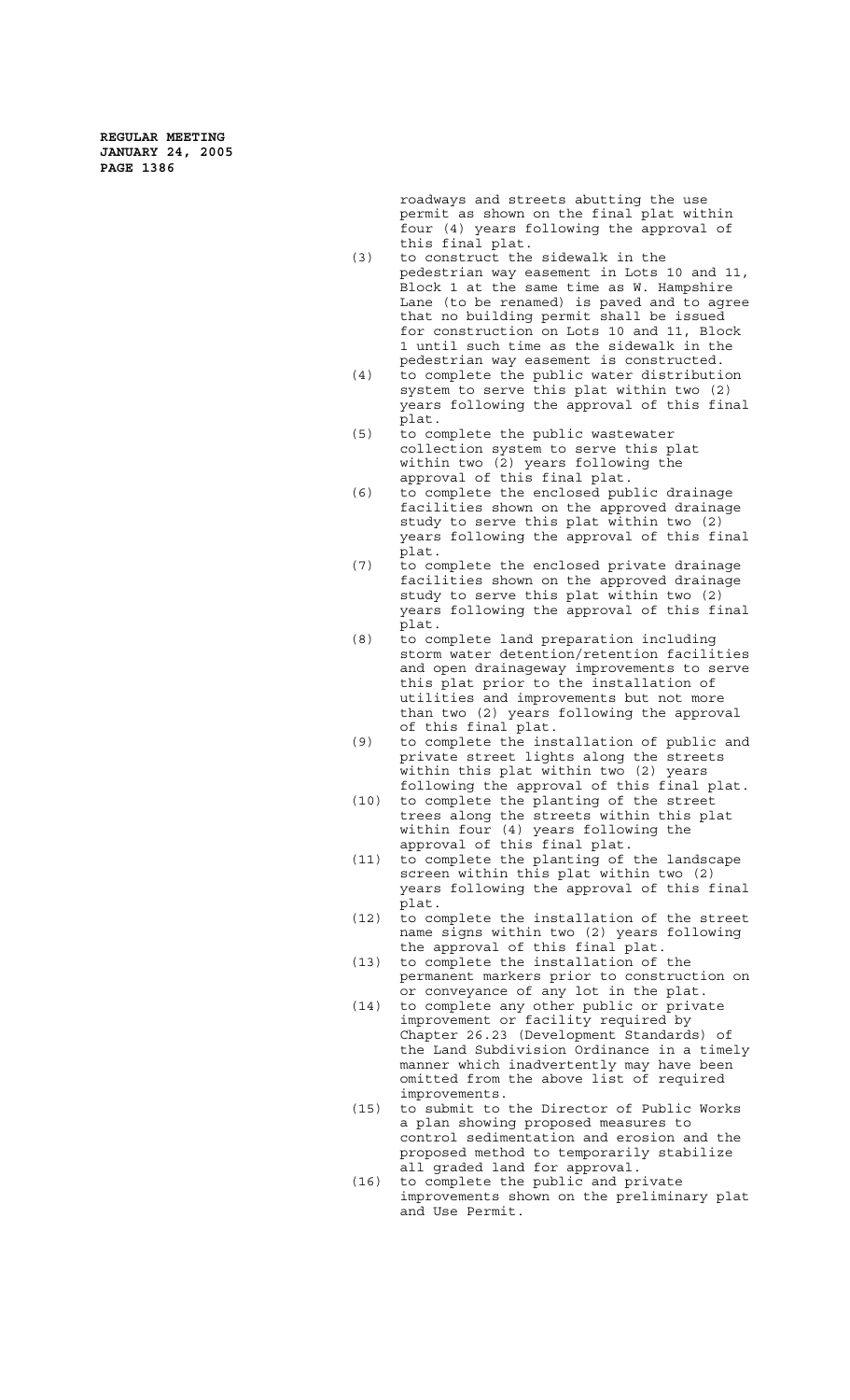roadways and streets abutting the use permit as shown on the final plat within four (4) years following the approval of this final plat.

(3) to construct the sidewalk in the pedestrian way easement in Lots 10 and 11, Block 1 at the same time as W. Hampshire Lane (to be renamed) is paved and to agree that no building permit shall be issued for construction on Lots 10 and 11, Block 1 until such time as the sidewalk in the pedestrian way easement is constructed.

(4) to complete the public water distribution system to serve this plat within two (2) years following the approval of this final plat.

(5) to complete the public wastewater collection system to serve this plat within two (2) years following the approval of this final plat.

(6) to complete the enclosed public drainage facilities shown on the approved drainage study to serve this plat within two (2) years following the approval of this final plat.

(7) to complete the enclosed private drainage facilities shown on the approved drainage study to serve this plat within two (2) years following the approval of this final plat.

(8) to complete land preparation including storm water detention/retention facilities and open drainageway improvements to serve this plat prior to the installation of utilities and improvements but not more than two (2) years following the approval of this final plat.

(9) to complete the installation of public and private street lights along the streets within this plat within two (2) years following the approval of this final plat.

(10) to complete the planting of the street trees along the streets within this plat within four (4) years following the approval of this final plat.

(11) to complete the planting of the landscape screen within this plat within two (2) years following the approval of this final plat.

(12) to complete the installation of the street name signs within two (2) years following the approval of this final plat.

(13) to complete the installation of the permanent markers prior to construction on or conveyance of any lot in the plat.

(14) to complete any other public or private improvement or facility required by Chapter 26.23 (Development Standards) of the Land Subdivision Ordinance in a timely manner which inadvertently may have been omitted from the above list of required improvements.

(15) to submit to the Director of Public Works a plan showing proposed measures to control sedimentation and erosion and the proposed method to temporarily stabilize all graded land for approval.

(16) to complete the public and private improvements shown on the preliminary plat and Use Permit.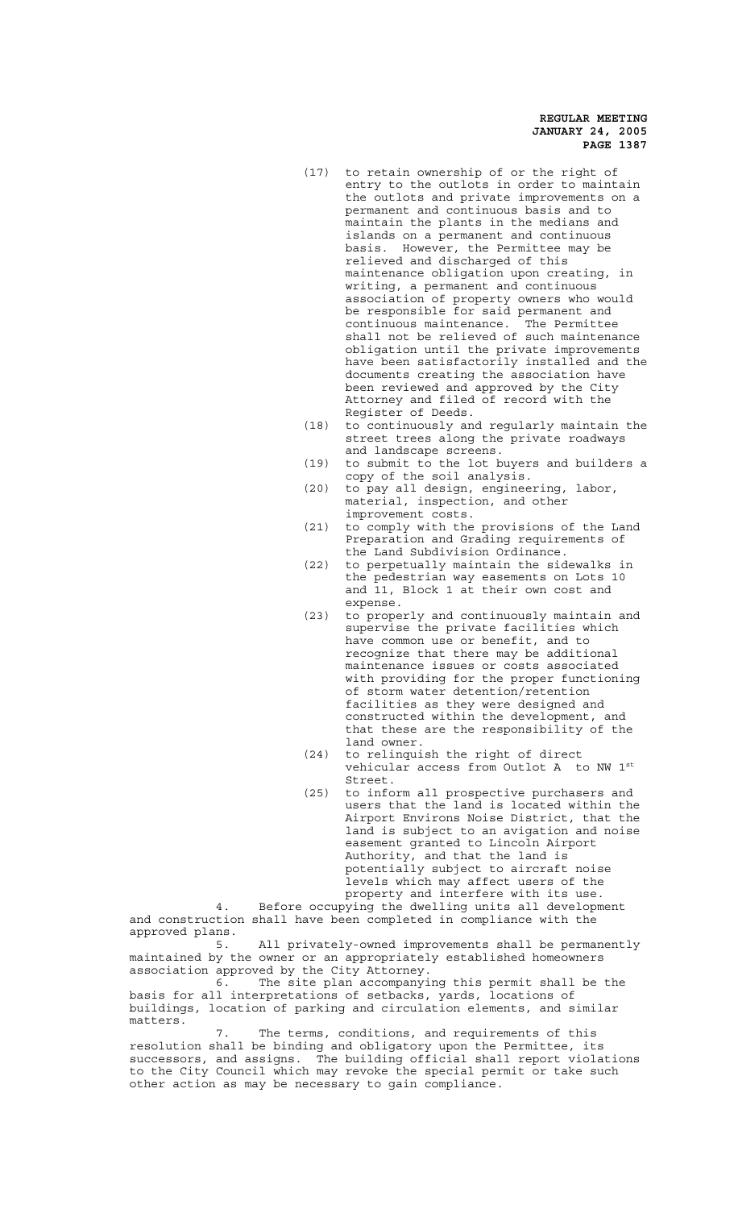(17) to retain ownership of or the right of entry to the outlots in order to maintain the outlots and private improvements on a permanent and continuous basis and to maintain the plants in the medians and islands on a permanent and continuous basis. However, the Permittee may be relieved and discharged of this maintenance obligation upon creating, in writing, a permanent and continuous association of property owners who would be responsible for said permanent and continuous maintenance. The Permittee shall not be relieved of such maintenance obligation until the private improvements have been satisfactorily installed and the documents creating the association have been reviewed and approved by the City Attorney and filed of record with the Register of Deeds.

(18) to continuously and regularly maintain the street trees along the private roadways and landscape screens.

(19) to submit to the lot buyers and builders a copy of the soil analysis.

(20) to pay all design, engineering, labor, material, inspection, and other improvement costs.

(21) to comply with the provisions of the Land Preparation and Grading requirements of the Land Subdivision Ordinance.

(22) to perpetually maintain the sidewalks in the pedestrian way easements on Lots 10 and 11, Block 1 at their own cost and expense.

(23) to properly and continuously maintain and supervise the private facilities which have common use or benefit, and to recognize that there may be additional maintenance issues or costs associated with providing for the proper functioning of storm water detention/retention facilities as they were designed and constructed within the development, and that these are the responsibility of the land owner.

(24) to relinquish the right of direct vehicular access from Outlot A to NW 1st Street.

(25) to inform all prospective purchasers and users that the land is located within the Airport Environs Noise District, that the land is subject to an avigation and noise easement granted to Lincoln Airport Authority, and that the land is potentially subject to aircraft noise levels which may affect users of the property and interfere with its use.

4. Before occupying the dwelling units all development and construction shall have been completed in compliance with the approved plans.

5. All privately-owned improvements shall be permanently maintained by the owner or an appropriately established homeowners association approved by the City Attorney.

6. The site plan accompanying this permit shall be the basis for all interpretations of setbacks, yards, locations of buildings, location of parking and circulation elements, and similar matters.

7. The terms, conditions, and requirements of this resolution shall be binding and obligatory upon the Permittee, its successors, and assigns. The building official shall report violations to the City Council which may revoke the special permit or take such other action as may be necessary to gain compliance.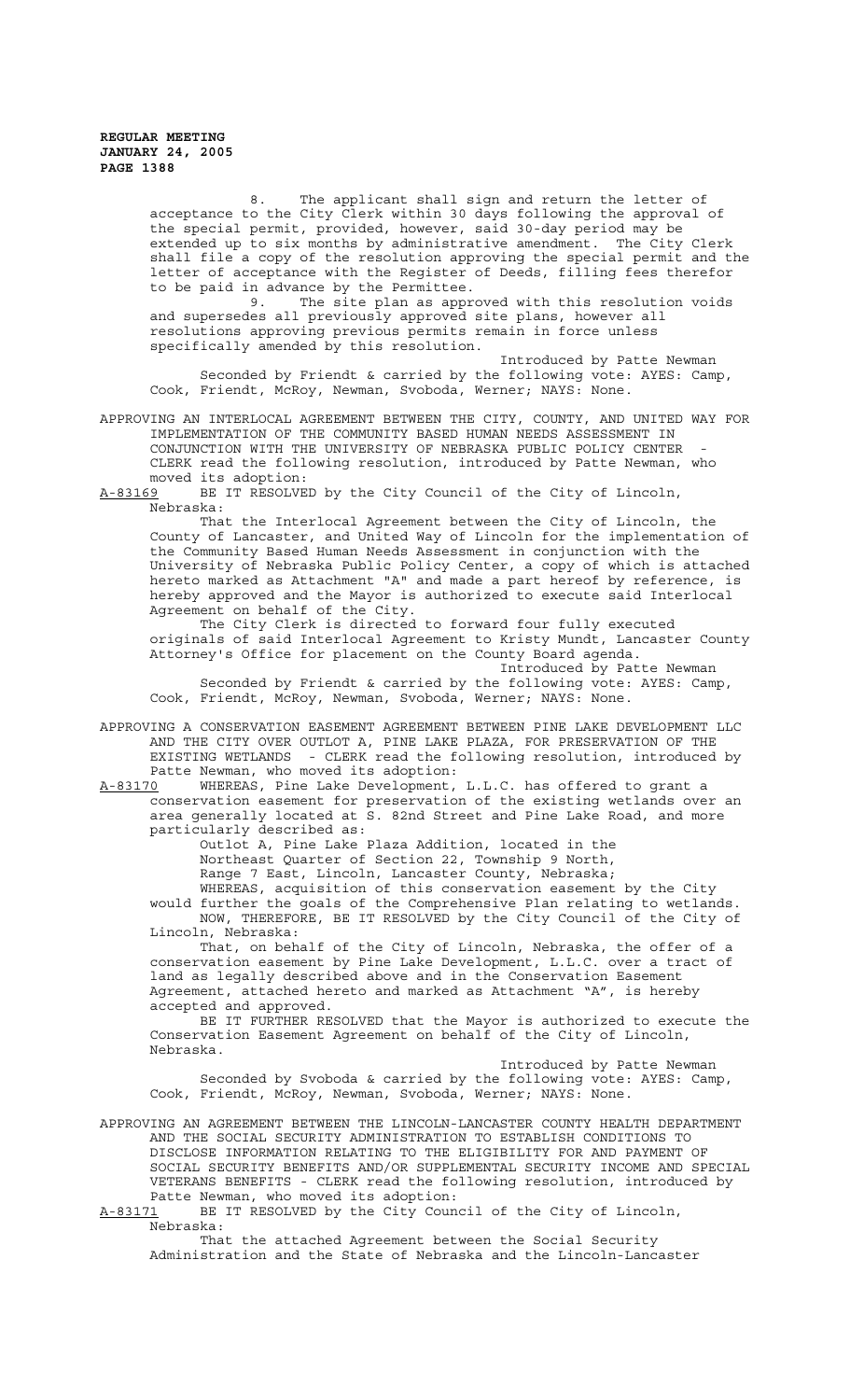8. The applicant shall sign and return the letter of acceptance to the City Clerk within 30 days following the approval of the special permit, provided, however, said 30-day period may be extended up to six months by administrative amendment. The City Clerk shall file a copy of the resolution approving the special permit and the letter of acceptance with the Register of Deeds, filling fees therefor to be paid in advance by the Permittee.

9. The site plan as approved with this resolution voids and supersedes all previously approved site plans, however all resolutions approving previous permits remain in force unless specifically amended by this resolution.

Introduced by Patte Newman

Seconded by Friendt & carried by the following vote: AYES: Camp, Cook, Friendt, McRoy, Newman, Svoboda, Werner; NAYS: None.

APPROVING AN INTERLOCAL AGREEMENT BETWEEN THE CITY, COUNTY, AND UNITED WAY FOR IMPLEMENTATION OF THE COMMUNITY BASED HUMAN NEEDS ASSESSMENT IN CONJUNCTION WITH THE UNIVERSITY OF NEBRASKA PUBLIC POLICY CENTER - CLERK read the following resolution, introduced by Patte Newman, who moved its adoption:

A-83169 BE IT RESOLVED by the City Council of the City of Lincoln, Nebraska:

That the Interlocal Agreement between the City of Lincoln, the County of Lancaster, and United Way of Lincoln for the implementation of the Community Based Human Needs Assessment in conjunction with the University of Nebraska Public Policy Center, a copy of which is attached hereto marked as Attachment "A" and made a part hereof by reference, is hereby approved and the Mayor is authorized to execute said Interlocal Agreement on behalf of the City.

The City Clerk is directed to forward four fully executed originals of said Interlocal Agreement to Kristy Mundt, Lancaster County Attorney's Office for placement on the County Board agenda.

Introduced by Patte Newman

Seconded by Friendt & carried by the following vote: AYES: Camp, Cook, Friendt, McRoy, Newman, Svoboda, Werner; NAYS: None.

APPROVING A CONSERVATION EASEMENT AGREEMENT BETWEEN PINE LAKE DEVELOPMENT LLC AND THE CITY OVER OUTLOT A, PINE LAKE PLAZA, FOR PRESERVATION OF THE EXISTING WETLANDS - CLERK read the following resolution, introduced by Patte Newman, who moved its adoption:

A-83170 WHEREAS, Pine Lake Development, L.L.C. has offered to grant a conservation easement for preservation of the existing wetlands over an area generally located at S. 82nd Street and Pine Lake Road, and more particularly described as:

Outlot A, Pine Lake Plaza Addition, located in the Northeast Quarter of Section 22, Township 9 North, Range 7 East, Lincoln, Lancaster County, Nebraska;

WHEREAS, acquisition of this conservation easement by the City would further the goals of the Comprehensive Plan relating to wetlands.

NOW, THEREFORE, BE IT RESOLVED by the City Council of the City of Lincoln, Nebraska:

That, on behalf of the City of Lincoln, Nebraska, the offer of a conservation easement by Pine Lake Development, L.L.C. over a tract of land as legally described above and in the Conservation Easement Agreement, attached hereto and marked as Attachment "A", is hereby accepted and approved.

BE IT FURTHER RESOLVED that the Mayor is authorized to execute the Conservation Easement Agreement on behalf of the City of Lincoln, Nebraska.

Introduced by Patte Newman

Seconded by Svoboda & carried by the following vote: AYES: Camp, Cook, Friendt, McRoy, Newman, Svoboda, Werner; NAYS: None.

APPROVING AN AGREEMENT BETWEEN THE LINCOLN-LANCASTER COUNTY HEALTH DEPARTMENT AND THE SOCIAL SECURITY ADMINISTRATION TO ESTABLISH CONDITIONS TO DISCLOSE INFORMATION RELATING TO THE ELIGIBILITY FOR AND PAYMENT OF SOCIAL SECURITY BENEFITS AND/OR SUPPLEMENTAL SECURITY INCOME AND SPECIAL VETERANS BENEFITS - CLERK read the following resolution, introduced by Patte Newman, who moved its adoption:

A-83171 BE IT RESOLVED by the City Council of the City of Lincoln, Nebraska:

That the attached Agreement between the Social Security Administration and the State of Nebraska and the Lincoln-Lancaster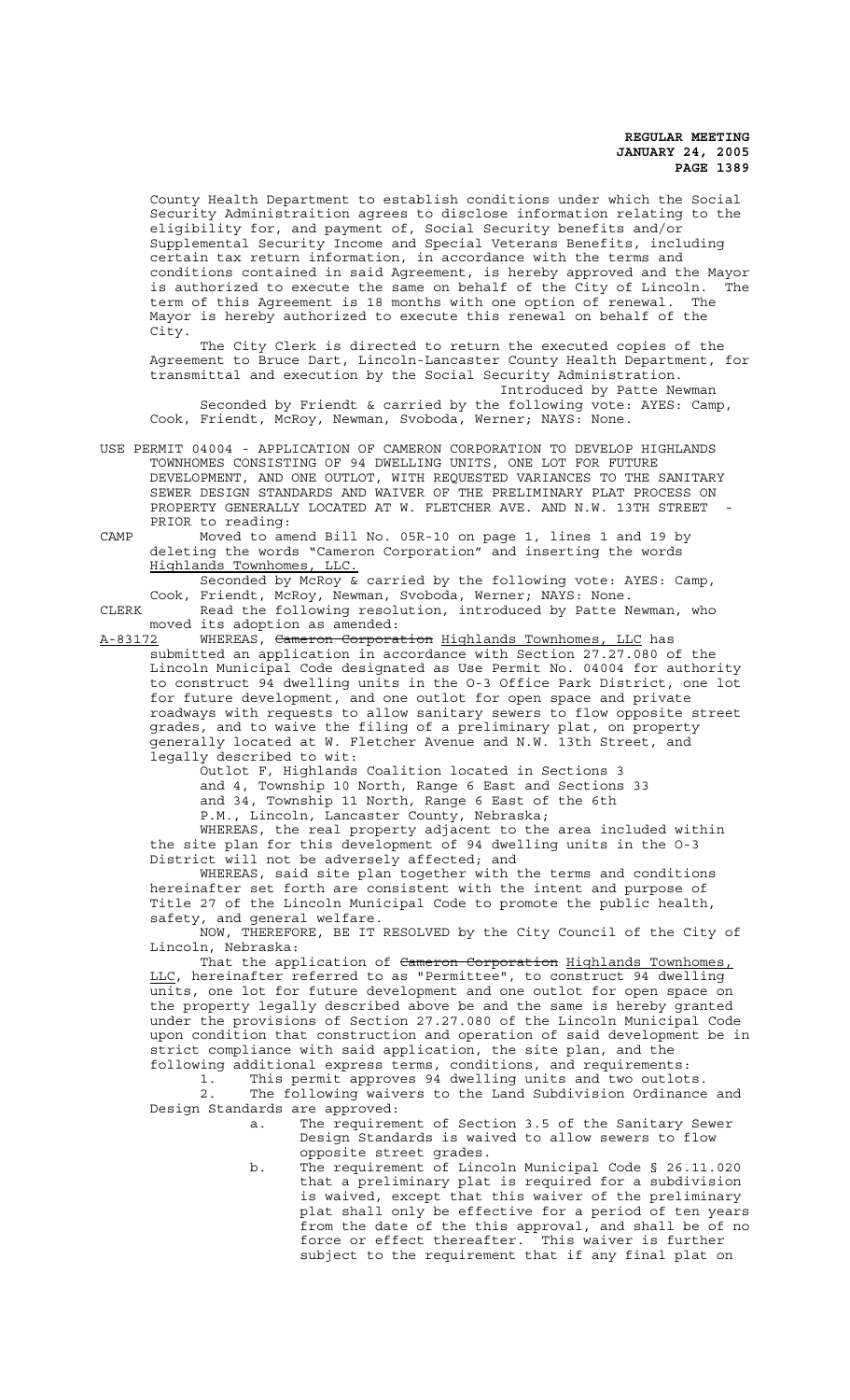County Health Department to establish conditions under which the Social Security Administraition agrees to disclose information relating to the eligibility for, and payment of, Social Security benefits and/or Supplemental Security Income and Special Veterans Benefits, including certain tax return information, in accordance with the terms and conditions contained in said Agreement, is hereby approved and the Mayor is authorized to execute the same on behalf of the City of Lincoln. The term of this Agreement is 18 months with one option of renewal. The Mayor is hereby authorized to execute this renewal on behalf of the City.

The City Clerk is directed to return the executed copies of the Agreement to Bruce Dart, Lincoln-Lancaster County Health Department, for transmittal and execution by the Social Security Administration.

Introduced by Patte Newman

Seconded by Friendt & carried by the following vote: AYES: Camp, Cook, Friendt, McRoy, Newman, Svoboda, Werner; NAYS: None.

USE PERMIT 04004 - APPLICATION OF CAMERON CORPORATION TO DEVELOP HIGHLANDS TOWNHOMES CONSISTING OF 94 DWELLING UNITS, ONE LOT FOR FUTURE DEVELOPMENT, AND ONE OUTLOT, WITH REQUESTED VARIANCES TO THE SANITARY SEWER DESIGN STANDARDS AND WAIVER OF THE PRELIMINARY PLAT PROCESS ON PROPERTY GENERALLY LOCATED AT W. FLETCHER AVE. AND N.W. 13TH STREET - PRIOR to reading:

CAMP Moved to amend Bill No. 05R-10 on page 1, lines 1 and 19 by deleting the words "Cameron Corporation" and inserting the words Highlands Townhomes, LLC.

Seconded by McRoy & carried by the following vote: AYES: Camp, Cook, Friendt, McRoy, Newman, Svoboda, Werner; NAYS: None.

CLERK Read the following resolution, introduced by Patte Newman, who moved its adoption as amended:

A-83172 WHEREAS, ~~Cameron Corporation~~ Highlands Townhomes, LLC has submitted an application in accordance with Section 27.27.080 of the Lincoln Municipal Code designated as Use Permit No. 04004 for authority to construct 94 dwelling units in the O-3 Office Park District, one lot for future development, and one outlot for open space and private roadways with requests to allow sanitary sewers to flow opposite street grades, and to waive the filing of a preliminary plat, on property generally located at W. Fletcher Avenue and N.W. 13th Street, and legally described to wit:

Outlot F, Highlands Coalition located in Sections 3 and 4, Township 10 North, Range 6 East and Sections 33 and 34, Township 11 North, Range 6 East of the 6th P.M., Lincoln, Lancaster County, Nebraska;

WHEREAS, the real property adjacent to the area included within the site plan for this development of 94 dwelling units in the O-3 District will not be adversely affected; and

WHEREAS, said site plan together with the terms and conditions hereinafter set forth are consistent with the intent and purpose of Title 27 of the Lincoln Municipal Code to promote the public health, safety, and general welfare.

NOW, THEREFORE, BE IT RESOLVED by the City Council of the City of Lincoln, Nebraska:

That the application of ~~Cameron Corporation~~ Highlands Townhomes, LLC, hereinafter referred to as "Permittee", to construct 94 dwelling units, one lot for future development and one outlot for open space on the property legally described above be and the same is hereby granted under the provisions of Section 27.27.080 of the Lincoln Municipal Code upon condition that construction and operation of said development be in strict compliance with said application, the site plan, and the following additional express terms, conditions, and requirements:

1. This permit approves 94 dwelling units and two outlots.
2. The following waivers to the Land Subdivision Ordinance and Design Standards are approved:
   a. The requirement of Section 3.5 of the Sanitary Sewer Design Standards is waived to allow sewers to flow opposite street grades.
   b. The requirement of Lincoln Municipal Code § 26.11.020 that a preliminary plat is required for a subdivision is waived, except that this waiver of the preliminary plat shall only be effective for a period of ten years from the date of the this approval, and shall be of no force or effect thereafter. This waiver is further subject to the requirement that if any final plat on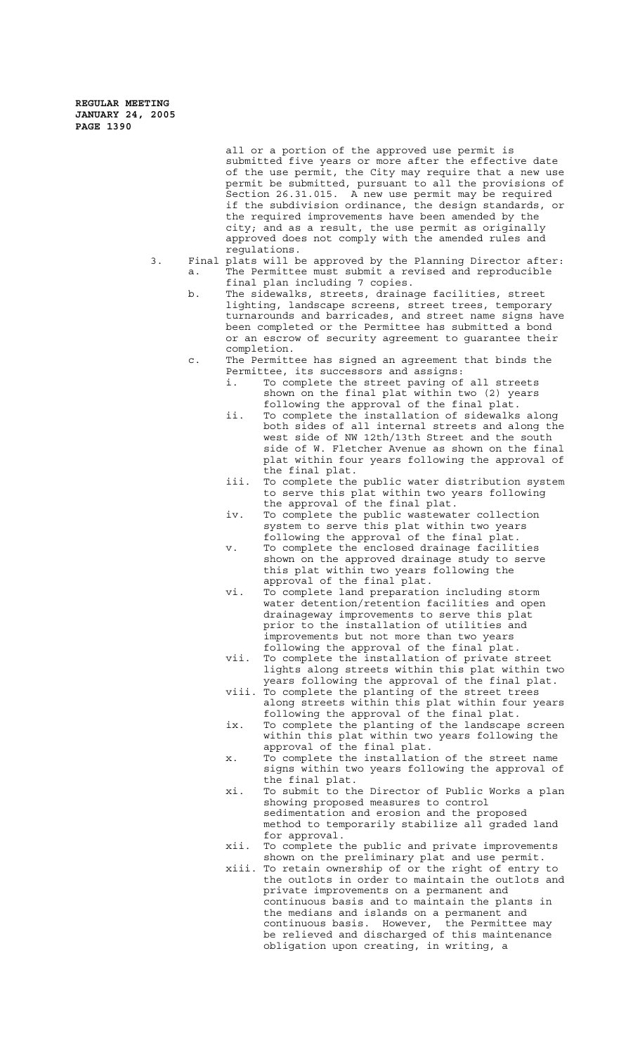all or a portion of the approved use permit is submitted five years or more after the effective date of the use permit, the City may require that a new use permit be submitted, pursuant to all the provisions of Section 26.31.015. A new use permit may be required if the subdivision ordinance, the design standards, or the required improvements have been amended by the city; and as a result, the use permit as originally approved does not comply with the amended rules and regulations.

3. Final plats will be approved by the Planning Director after:
   a. The Permittee must submit a revised and reproducible final plan including 7 copies.
   b. The sidewalks, streets, drainage facilities, street lighting, landscape screens, street trees, temporary turnarounds and barricades, and street name signs have been completed or the Permittee has submitted a bond or an escrow of security agreement to guarantee their completion.
   c. The Permittee has signed an agreement that binds the Permittee, its successors and assigns:
      i. To complete the street paving of all streets shown on the final plat within two (2) years following the approval of the final plat.
      ii. To complete the installation of sidewalks along both sides of all internal streets and along the west side of NW 12th/13th Street and the south side of W. Fletcher Avenue as shown on the final plat within four years following the approval of the final plat.
      iii. To complete the public water distribution system to serve this plat within two years following the approval of the final plat.
      iv. To complete the public wastewater collection system to serve this plat within two years following the approval of the final plat.
      v. To complete the enclosed drainage facilities shown on the approved drainage study to serve this plat within two years following the approval of the final plat.
      vi. To complete land preparation including storm water detention/retention facilities and open drainageway improvements to serve this plat prior to the installation of utilities and improvements but not more than two years following the approval of the final plat.
      vii. To complete the installation of private street lights along streets within this plat within two years following the approval of the final plat.
      viii. To complete the planting of the street trees along streets within this plat within four years following the approval of the final plat.
      ix. To complete the planting of the landscape screen within this plat within two years following the approval of the final plat.
      x. To complete the installation of the street name signs within two years following the approval of the final plat.
      xi. To submit to the Director of Public Works a plan showing proposed measures to control sedimentation and erosion and the proposed method to temporarily stabilize all graded land for approval.
      xii. To complete the public and private improvements shown on the preliminary plat and use permit.
      xiii. To retain ownership of or the right of entry to the outlots in order to maintain the outlots and private improvements on a permanent and continuous basis and to maintain the plants in the medians and islands on a permanent and continuous basis. However, the Permittee may be relieved and discharged of this maintenance obligation upon creating, in writing, a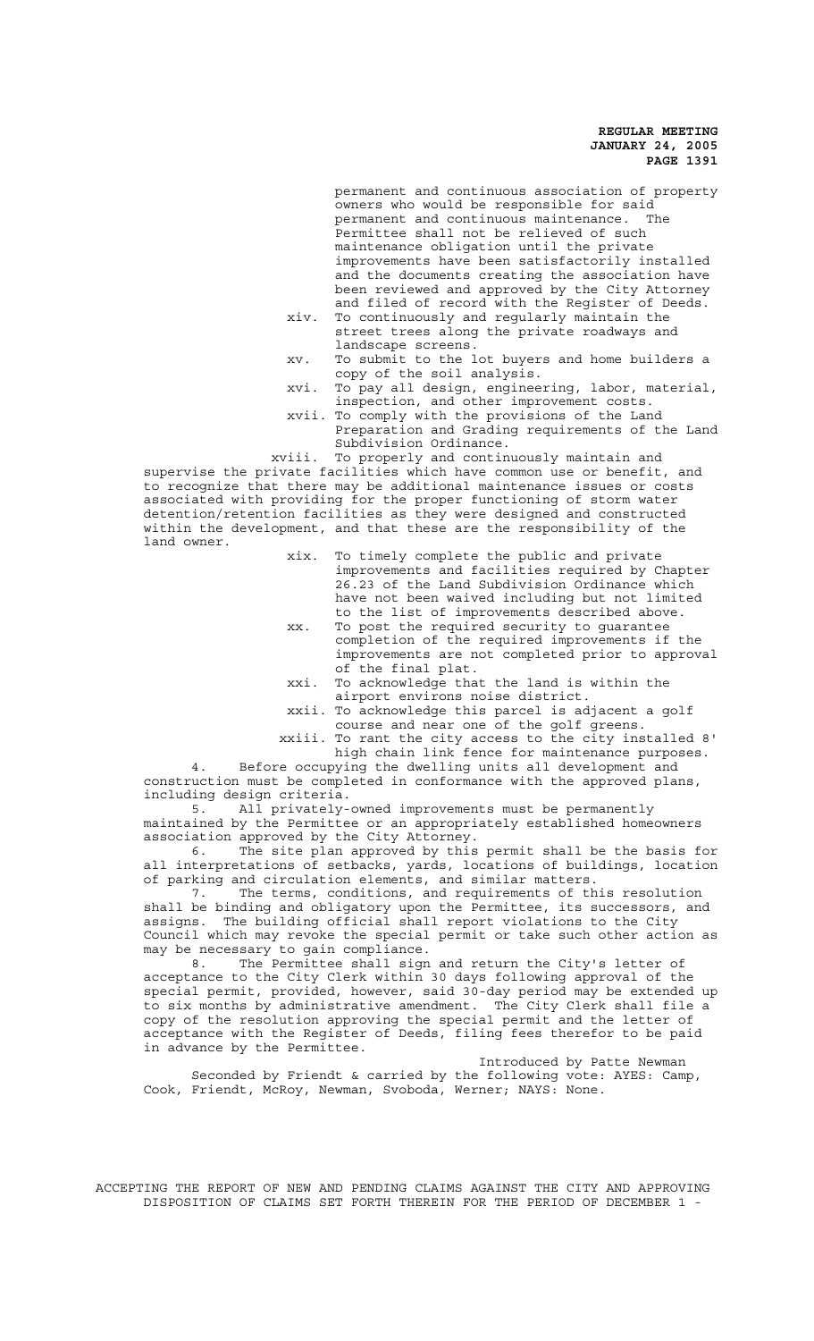permanent and continuous association of property owners who would be responsible for said permanent and continuous maintenance. The Permittee shall not be relieved of such maintenance obligation until the private improvements have been satisfactorily installed and the documents creating the association have been reviewed and approved by the City Attorney and filed of record with the Register of Deeds.

xiv. To continuously and regularly maintain the street trees along the private roadways and landscape screens.

xv. To submit to the lot buyers and home builders a copy of the soil analysis.

xvi. To pay all design, engineering, labor, material, inspection, and other improvement costs.

xvii. To comply with the provisions of the Land Preparation and Grading requirements of the Land Subdivision Ordinance.

xviii. To properly and continuously maintain and supervise the private facilities which have common use or benefit, and to recognize that there may be additional maintenance issues or costs associated with providing for the proper functioning of storm water detention/retention facilities as they were designed and constructed within the development, and that these are the responsibility of the land owner.

xix. To timely complete the public and private improvements and facilities required by Chapter 26.23 of the Land Subdivision Ordinance which have not been waived including but not limited to the list of improvements described above.

xx. To post the required security to guarantee completion of the required improvements if the improvements are not completed prior to approval of the final plat.

xxi. To acknowledge that the land is within the airport environs noise district.

xxii. To acknowledge this parcel is adjacent a golf course and near one of the golf greens.

xxiii. To rant the city access to the city installed 8' high chain link fence for maintenance purposes.

4. Before occupying the dwelling units all development and construction must be completed in conformance with the approved plans, including design criteria.

5. All privately-owned improvements must be permanently maintained by the Permittee or an appropriately established homeowners association approved by the City Attorney.

6. The site plan approved by this permit shall be the basis for all interpretations of setbacks, yards, locations of buildings, location of parking and circulation elements, and similar matters.

7. The terms, conditions, and requirements of this resolution shall be binding and obligatory upon the Permittee, its successors, and assigns. The building official shall report violations to the City Council which may revoke the special permit or take such other action as may be necessary to gain compliance.

8. The Permittee shall sign and return the City's letter of acceptance to the City Clerk within 30 days following approval of the special permit, provided, however, said 30-day period may be extended up to six months by administrative amendment. The City Clerk shall file a copy of the resolution approving the special permit and the letter of acceptance with the Register of Deeds, filing fees therefor to be paid in advance by the Permittee.

Introduced by Patte Newman

Seconded by Friendt & carried by the following vote: AYES: Camp, Cook, Friendt, McRoy, Newman, Svoboda, Werner; NAYS: None.

ACCEPTING THE REPORT OF NEW AND PENDING CLAIMS AGAINST THE CITY AND APPROVING DISPOSITION OF CLAIMS SET FORTH THEREIN FOR THE PERIOD OF DECEMBER 1 -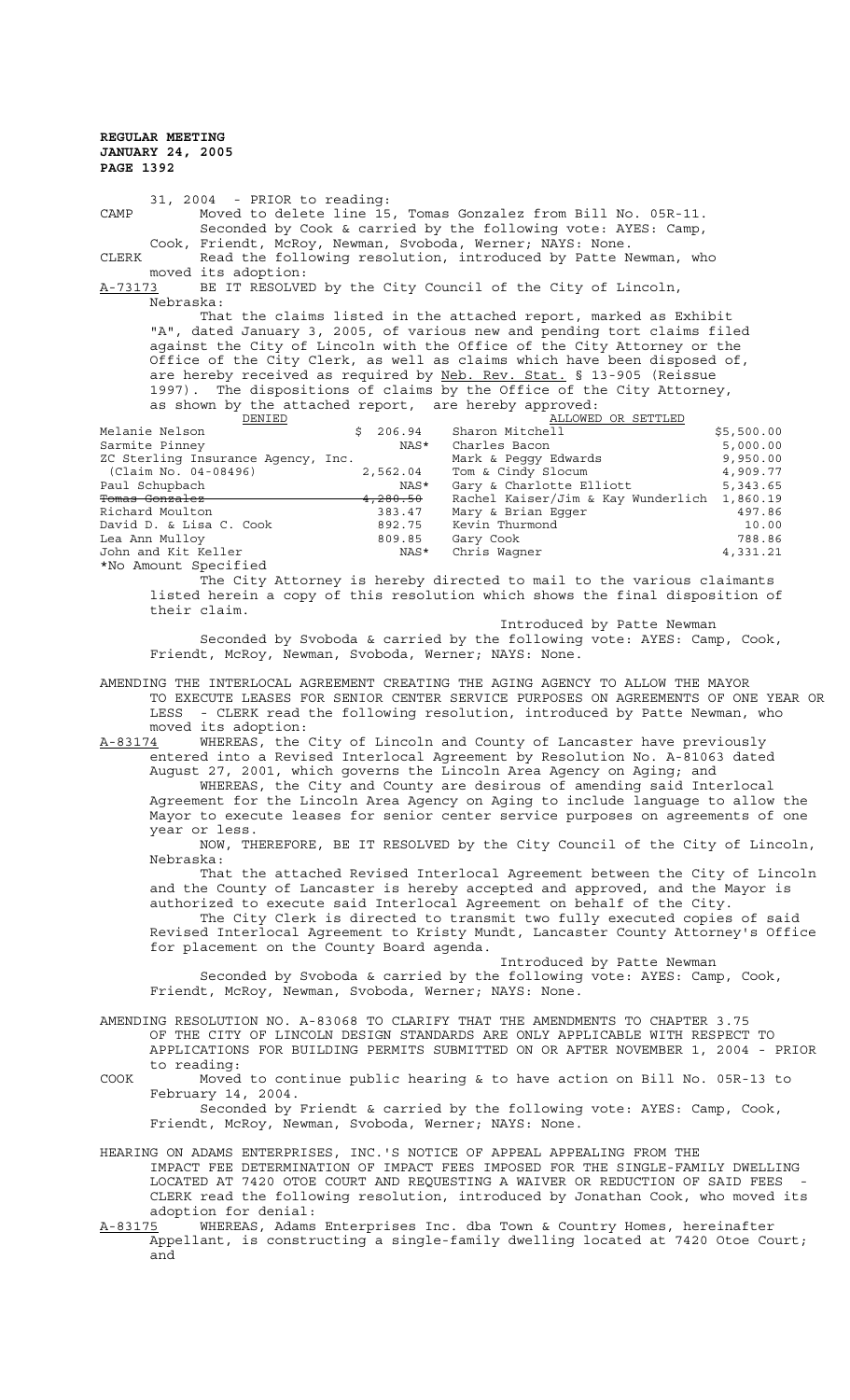31, 2004 - PRIOR to reading:

CAMP Moved to delete line 15, Tomas Gonzalez from Bill No. 05R-11.
Seconded by Cook & carried by the following vote: AYES: Camp, Cook, Friendt, McRoy, Newman, Svoboda, Werner; NAYS: None.

CLERK Read the following resolution, introduced by Patte Newman, who moved its adoption:

A-73173 BE IT RESOLVED by the City Council of the City of Lincoln, Nebraska:

That the claims listed in the attached report, marked as Exhibit "A", dated January 3, 2005, of various new and pending tort claims filed against the City of Lincoln with the Office of the City Attorney or the Office of the City Clerk, as well as claims which have been disposed of, are hereby received as required by Neb. Rev. Stat. § 13-905 (Reissue 1997). The dispositions of claims by the Office of the City Attorney, as shown by the attached report, are hereby approved:

| DENIED | | ALLOWED OR SETTLED | |
|---|---|---|---|
| Melanie Nelson | $ 206.94 | Sharon Mitchell | $5,500.00 |
| Sarmite Pinney | NAS* | Charles Bacon | 5,000.00 |
| ZC Sterling Insurance Agency, Inc. | | Mark & Peggy Edwards | 9,950.00 |
| (Claim No. 04-08496) | 2,562.04 | Tom & Cindy Slocum | 4,909.77 |
| Paul Schupbach | NAS* | Gary & Charlotte Elliott | 5,343.65 |
| ~~Tomas Gonzalez~~ | ~~4,280.50~~ | Rachel Kaiser/Jim & Kay Wunderlich | 1,860.19 |
| Richard Moulton | 383.47 | Mary & Brian Egger | 497.86 |
| David D. & Lisa C. Cook | 892.75 | Kevin Thurmond | 10.00 |
| Lea Ann Mulloy | 809.85 | Gary Cook | 788.86 |
| John and Kit Keller | NAS* | Chris Wagner | 4,331.21 |

*No Amount Specified

The City Attorney is hereby directed to mail to the various claimants listed herein a copy of this resolution which shows the final disposition of their claim.

Introduced by Patte Newman

Seconded by Svoboda & carried by the following vote: AYES: Camp, Cook, Friendt, McRoy, Newman, Svoboda, Werner; NAYS: None.

AMENDING THE INTERLOCAL AGREEMENT CREATING THE AGING AGENCY TO ALLOW THE MAYOR TO EXECUTE LEASES FOR SENIOR CENTER SERVICE PURPOSES ON AGREEMENTS OF ONE YEAR OR LESS - CLERK read the following resolution, introduced by Patte Newman, who moved its adoption:

A-83174 WHEREAS, the City of Lincoln and County of Lancaster have previously entered into a Revised Interlocal Agreement by Resolution No. A-81063 dated August 27, 2001, which governs the Lincoln Area Agency on Aging; and

WHEREAS, the City and County are desirous of amending said Interlocal Agreement for the Lincoln Area Agency on Aging to include language to allow the Mayor to execute leases for senior center service purposes on agreements of one year or less.

NOW, THEREFORE, BE IT RESOLVED by the City Council of the City of Lincoln, Nebraska:

That the attached Revised Interlocal Agreement between the City of Lincoln and the County of Lancaster is hereby accepted and approved, and the Mayor is authorized to execute said Interlocal Agreement on behalf of the City.

The City Clerk is directed to transmit two fully executed copies of said Revised Interlocal Agreement to Kristy Mundt, Lancaster County Attorney's Office for placement on the County Board agenda.

Introduced by Patte Newman

Seconded by Svoboda & carried by the following vote: AYES: Camp, Cook, Friendt, McRoy, Newman, Svoboda, Werner; NAYS: None.

AMENDING RESOLUTION NO. A-83068 TO CLARIFY THAT THE AMENDMENTS TO CHAPTER 3.75 OF THE CITY OF LINCOLN DESIGN STANDARDS ARE ONLY APPLICABLE WITH RESPECT TO APPLICATIONS FOR BUILDING PERMITS SUBMITTED ON OR AFTER NOVEMBER 1, 2004 - PRIOR to reading:

COOK Moved to continue public hearing & to have action on Bill No. 05R-13 to February 14, 2004.
Seconded by Friendt & carried by the following vote: AYES: Camp, Cook, Friendt, McRoy, Newman, Svoboda, Werner; NAYS: None.

HEARING ON ADAMS ENTERPRISES, INC.'S NOTICE OF APPEAL APPEALING FROM THE IMPACT FEE DETERMINATION OF IMPACT FEES IMPOSED FOR THE SINGLE-FAMILY DWELLING LOCATED AT 7420 OTOE COURT AND REQUESTING A WAIVER OR REDUCTION OF SAID FEES - CLERK read the following resolution, introduced by Jonathan Cook, who moved its adoption for denial:

A-83175 WHEREAS, Adams Enterprises Inc. dba Town & Country Homes, hereinafter Appellant, is constructing a single-family dwelling located at 7420 Otoe Court; and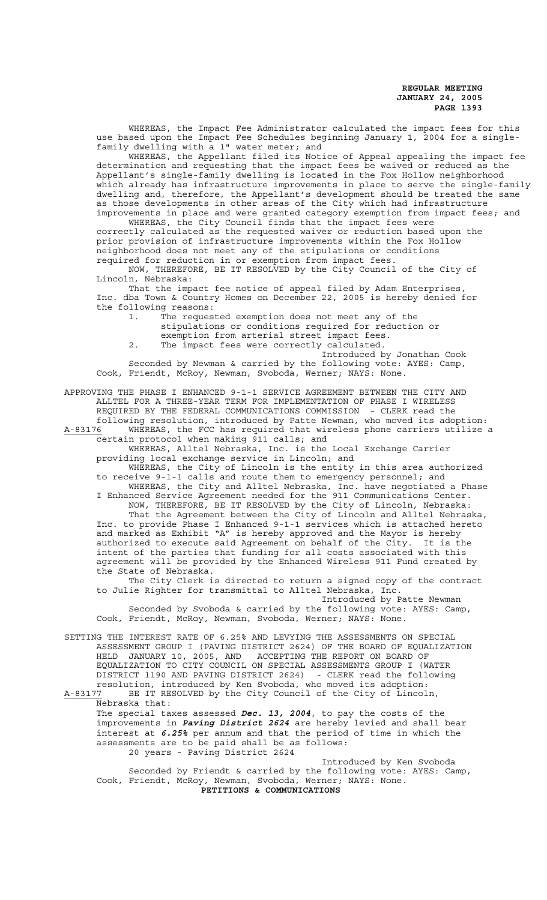WHEREAS, the Impact Fee Administrator calculated the impact fees for this use based upon the Impact Fee Schedules beginning January 1, 2004 for a single-family dwelling with a 1" water meter; and

WHEREAS, the Appellant filed its Notice of Appeal appealing the impact fee determination and requesting that the impact fees be waived or reduced as the Appellant's single-family dwelling is located in the Fox Hollow neighborhood which already has infrastructure improvements in place to serve the single-family dwelling and, therefore, the Appellant's development should be treated the same as those developments in other areas of the City which had infrastructure improvements in place and were granted category exemption from impact fees; and

WHEREAS, the City Council finds that the impact fees were correctly calculated as the requested waiver or reduction based upon the prior provision of infrastructure improvements within the Fox Hollow neighborhood does not meet any of the stipulations or conditions required for reduction in or exemption from impact fees.

NOW, THEREFORE, BE IT RESOLVED by the City Council of the City of Lincoln, Nebraska:

That the impact fee notice of appeal filed by Adam Enterprises, Inc. dba Town & Country Homes on December 22, 2005 is hereby denied for the following reasons:

1. The requested exemption does not meet any of the stipulations or conditions required for reduction or exemption from arterial street impact fees.
2. The impact fees were correctly calculated.

Introduced by Jonathan Cook

Seconded by Newman & carried by the following vote: AYES: Camp, Cook, Friendt, McRoy, Newman, Svoboda, Werner; NAYS: None.

APPROVING THE PHASE I ENHANCED 9-1-1 SERVICE AGREEMENT BETWEEN THE CITY AND ALLTEL FOR A THREE-YEAR TERM FOR IMPLEMENTATION OF PHASE I WIRELESS REQUIRED BY THE FEDERAL COMMUNICATIONS COMMISSION - CLERK read the following resolution, introduced by Patte Newman, who moved its adoption:

A-83176 WHEREAS, the FCC has required that wireless phone carriers utilize a certain protocol when making 911 calls; and

WHEREAS, Alltel Nebraska, Inc. is the Local Exchange Carrier providing local exchange service in Lincoln; and

WHEREAS, the City of Lincoln is the entity in this area authorized to receive 9-1-1 calls and route them to emergency personnel; and

WHEREAS, the City and Alltel Nebraska, Inc. have negotiated a Phase I Enhanced Service Agreement needed for the 911 Communications Center.

NOW, THEREFORE, BE IT RESOLVED by the City of Lincoln, Nebraska:

That the Agreement between the City of Lincoln and Alltel Nebraska, Inc. to provide Phase I Enhanced 9-1-1 services which is attached hereto and marked as Exhibit "A" is hereby approved and the Mayor is hereby authorized to execute said Agreement on behalf of the City. It is the intent of the parties that funding for all costs associated with this agreement will be provided by the Enhanced Wireless 911 Fund created by the State of Nebraska.

The City Clerk is directed to return a signed copy of the contract to Julie Righter for transmittal to Alltel Nebraska, Inc.

Introduced by Patte Newman

Seconded by Svoboda & carried by the following vote: AYES: Camp, Cook, Friendt, McRoy, Newman, Svoboda, Werner; NAYS: None.

SETTING THE INTEREST RATE OF 6.25% AND LEVYING THE ASSESSMENTS ON SPECIAL ASSESSMENT GROUP I (PAVING DISTRICT 2624) OF THE BOARD OF EQUALIZATION HELD JANUARY 10, 2005, AND ACCEPTING THE REPORT ON BOARD OF EQUALIZATION TO CITY COUNCIL ON SPECIAL ASSESSMENTS GROUP I (WATER DISTRICT 1190 AND PAVING DISTRICT 2624) - CLERK read the following resolution, introduced by Ken Svoboda, who moved its adoption:

A-83177 BE IT RESOLVED by the City Council of the City of Lincoln, Nebraska that:

The special taxes assessed ***Dec. 13, 2004***, to pay the costs of the improvements in ***Paving District 2624*** are hereby levied and shall bear interest at ***6.25%*** per annum and that the period of time in which the assessments are to be paid shall be as follows:

20 years - Paving District 2624

Introduced by Ken Svoboda

Seconded by Friendt & carried by the following vote: AYES: Camp, Cook, Friendt, McRoy, Newman, Svoboda, Werner; NAYS: None.

**PETITIONS & COMMUNICATIONS**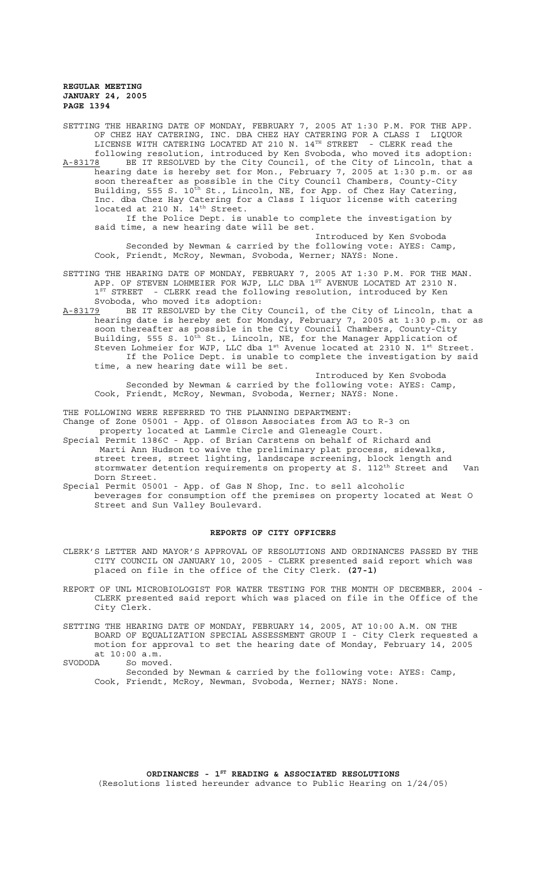SETTING THE HEARING DATE OF MONDAY, FEBRUARY 7, 2005 AT 1:30 P.M. FOR THE APP. OF CHEZ HAY CATERING, INC. DBA CHEZ HAY CATERING FOR A CLASS I LIQUOR LICENSE WITH CATERING LOCATED AT 210 N. 14TH STREET - CLERK read the following resolution, introduced by Ken Svoboda, who moved its adoption:

A-83178 BE IT RESOLVED by the City Council, of the City of Lincoln, that a hearing date is hereby set for Mon., February 7, 2005 at 1:30 p.m. or as soon thereafter as possible in the City Council Chambers, County-City Building, 555 S. 10th St., Lincoln, NE, for App. of Chez Hay Catering, Inc. dba Chez Hay Catering for a Class I liquor license with catering located at 210 N. 14th Street.

If the Police Dept. is unable to complete the investigation by said time, a new hearing date will be set.

Introduced by Ken Svoboda

Seconded by Newman & carried by the following vote: AYES: Camp, Cook, Friendt, McRoy, Newman, Svoboda, Werner; NAYS: None.

SETTING THE HEARING DATE OF MONDAY, FEBRUARY 7, 2005 AT 1:30 P.M. FOR THE MAN. APP. OF STEVEN LOHMEIER FOR WJP, LLC DBA 1ST AVENUE LOCATED AT 2310 N. 1ST STREET - CLERK read the following resolution, introduced by Ken Svoboda, who moved its adoption:

A-83179 BE IT RESOLVED by the City Council, of the City of Lincoln, that a hearing date is hereby set for Monday, February 7, 2005 at 1:30 p.m. or as soon thereafter as possible in the City Council Chambers, County-City Building, 555 S. 10th St., Lincoln, NE, for the Manager Application of Steven Lohmeier for WJP, LLC dba 1st Avenue located at 2310 N. 1st Street.

If the Police Dept. is unable to complete the investigation by said time, a new hearing date will be set.

Introduced by Ken Svoboda

Seconded by Newman & carried by the following vote: AYES: Camp, Cook, Friendt, McRoy, Newman, Svoboda, Werner; NAYS: None.

THE FOLLOWING WERE REFERRED TO THE PLANNING DEPARTMENT:

Change of Zone 05001 - App. of Olsson Associates from AG to R-3 on property located at Lammle Circle and Gleneagle Court.

Special Permit 1386C - App. of Brian Carstens on behalf of Richard and Marti Ann Hudson to waive the preliminary plat process, sidewalks, street trees, street lighting, landscape screening, block length and stormwater detention requirements on property at S. 112th Street and Van Dorn Street.

Special Permit 05001 - App. of Gas N Shop, Inc. to sell alcoholic beverages for consumption off the premises on property located at West O Street and Sun Valley Boulevard.

## REPORTS OF CITY OFFICERS

CLERK'S LETTER AND MAYOR'S APPROVAL OF RESOLUTIONS AND ORDINANCES PASSED BY THE CITY COUNCIL ON JANUARY 10, 2005 - CLERK presented said report which was placed on file in the office of the City Clerk. **(27-1)**

REPORT OF UNL MICROBIOLOGIST FOR WATER TESTING FOR THE MONTH OF DECEMBER, 2004 - CLERK presented said report which was placed on file in the Office of the City Clerk.

SETTING THE HEARING DATE OF MONDAY, FEBRUARY 14, 2005, AT 10:00 A.M. ON THE BOARD OF EQUALIZATION SPECIAL ASSESSMENT GROUP I - City Clerk requested a motion for approval to set the hearing date of Monday, February 14, 2005 at 10:00 a.m.

SVODODA So moved.

Seconded by Newman & carried by the following vote: AYES: Camp, Cook, Friendt, McRoy, Newman, Svoboda, Werner; NAYS: None.

## ORDINANCES - 1ST READING & ASSOCIATED RESOLUTIONS

(Resolutions listed hereunder advance to Public Hearing on 1/24/05)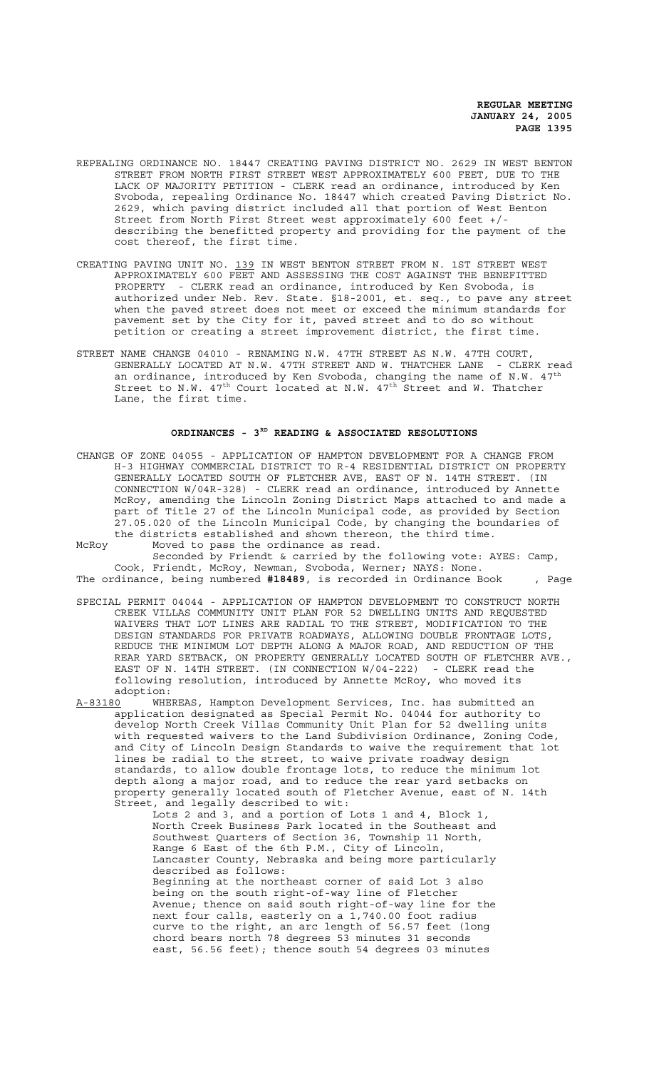REPEALING ORDINANCE NO. 18447 CREATING PAVING DISTRICT NO. 2629 IN WEST BENTON STREET FROM NORTH FIRST STREET WEST APPROXIMATELY 600 FEET, DUE TO THE LACK OF MAJORITY PETITION - CLERK read an ordinance, introduced by Ken Svoboda, repealing Ordinance No. 18447 which created Paving District No. 2629, which paving district included all that portion of West Benton Street from North First Street west approximately 600 feet +/- describing the benefitted property and providing for the payment of the cost thereof, the first time.

CREATING PAVING UNIT NO. 139 IN WEST BENTON STREET FROM N. 1ST STREET WEST APPROXIMATELY 600 FEET AND ASSESSING THE COST AGAINST THE BENEFITTED PROPERTY - CLERK read an ordinance, introduced by Ken Svoboda, is authorized under Neb. Rev. State. §18-2001, et. seq., to pave any street when the paved street does not meet or exceed the minimum standards for pavement set by the City for it, paved street and to do so without petition or creating a street improvement district, the first time.

STREET NAME CHANGE 04010 - RENAMING N.W. 47TH STREET AS N.W. 47TH COURT, GENERALLY LOCATED AT N.W. 47TH STREET AND W. THATCHER LANE - CLERK read an ordinance, introduced by Ken Svoboda, changing the name of N.W. 47th Street to N.W. 47th Court located at N.W. 47th Street and W. Thatcher Lane, the first time.

## ORDINANCES - 3RD READING & ASSOCIATED RESOLUTIONS

CHANGE OF ZONE 04055 - APPLICATION OF HAMPTON DEVELOPMENT FOR A CHANGE FROM H-3 HIGHWAY COMMERCIAL DISTRICT TO R-4 RESIDENTIAL DISTRICT ON PROPERTY GENERALLY LOCATED SOUTH OF FLETCHER AVE, EAST OF N. 14TH STREET. (IN CONNECTION W/04R-328) - CLERK read an ordinance, introduced by Annette McRoy, amending the Lincoln Zoning District Maps attached to and made a part of Title 27 of the Lincoln Municipal code, as provided by Section 27.05.020 of the Lincoln Municipal Code, by changing the boundaries of the districts established and shown thereon, the third time.

McRoy Moved to pass the ordinance as read.

Seconded by Friendt & carried by the following vote: AYES: Camp, Cook, Friendt, McRoy, Newman, Svoboda, Werner; NAYS: None.

The ordinance, being numbered **#18489**, is recorded in Ordinance Book , Page

SPECIAL PERMIT 04044 - APPLICATION OF HAMPTON DEVELOPMENT TO CONSTRUCT NORTH CREEK VILLAS COMMUNITY UNIT PLAN FOR 52 DWELLING UNITS AND REQUESTED WAIVERS THAT LOT LINES ARE RADIAL TO THE STREET, MODIFICATION TO THE DESIGN STANDARDS FOR PRIVATE ROADWAYS, ALLOWING DOUBLE FRONTAGE LOTS, REDUCE THE MINIMUM LOT DEPTH ALONG A MAJOR ROAD, AND REDUCTION OF THE REAR YARD SETBACK, ON PROPERTY GENERALLY LOCATED SOUTH OF FLETCHER AVE., EAST OF N. 14TH STREET. (IN CONNECTION W/04-222) - CLERK read the following resolution, introduced by Annette McRoy, who moved its adoption:

A-83180 WHEREAS, Hampton Development Services, Inc. has submitted an application designated as Special Permit No. 04044 for authority to develop North Creek Villas Community Unit Plan for 52 dwelling units with requested waivers to the Land Subdivision Ordinance, Zoning Code, and City of Lincoln Design Standards to waive the requirement that lot lines be radial to the street, to waive private roadway design standards, to allow double frontage lots, to reduce the minimum lot depth along a major road, and to reduce the rear yard setbacks on property generally located south of Fletcher Avenue, east of N. 14th Street, and legally described to wit:

Lots 2 and 3, and a portion of Lots 1 and 4, Block 1, North Creek Business Park located in the Southeast and Southwest Quarters of Section 36, Township 11 North, Range 6 East of the 6th P.M., City of Lincoln, Lancaster County, Nebraska and being more particularly described as follows:

Beginning at the northeast corner of said Lot 3 also being on the south right-of-way line of Fletcher Avenue; thence on said south right-of-way line for the next four calls, easterly on a 1,740.00 foot radius curve to the right, an arc length of 56.57 feet (long chord bears north 78 degrees 53 minutes 31 seconds east, 56.56 feet); thence south 54 degrees 03 minutes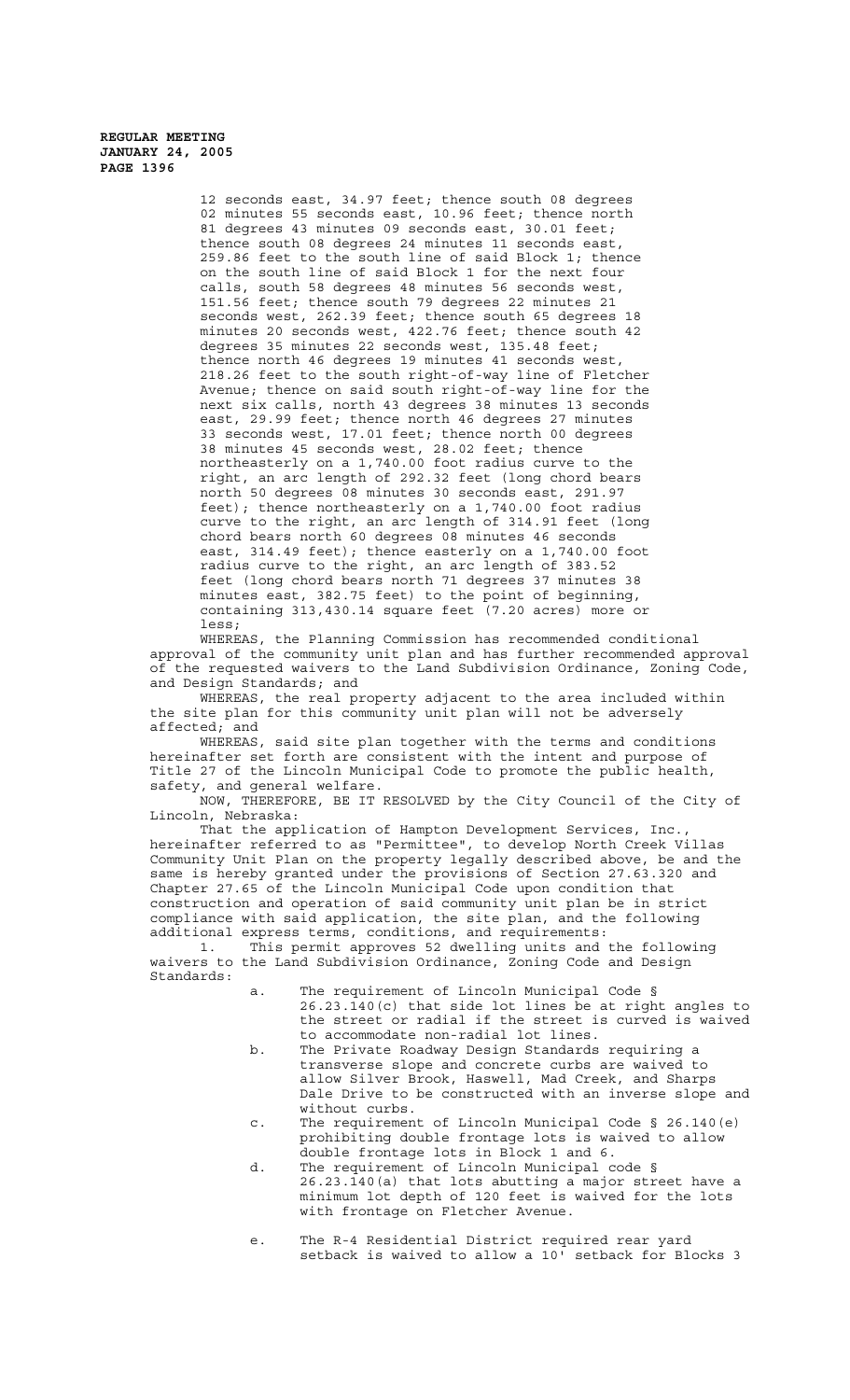12 seconds east, 34.97 feet; thence south 08 degrees 02 minutes 55 seconds east, 10.96 feet; thence north 81 degrees 43 minutes 09 seconds east, 30.01 feet; thence south 08 degrees 24 minutes 11 seconds east, 259.86 feet to the south line of said Block 1; thence on the south line of said Block 1 for the next four calls, south 58 degrees 48 minutes 56 seconds west, 151.56 feet; thence south 79 degrees 22 minutes 21 seconds west, 262.39 feet; thence south 65 degrees 18 minutes 20 seconds west, 422.76 feet; thence south 42 degrees 35 minutes 22 seconds west, 135.48 feet; thence north 46 degrees 19 minutes 41 seconds west, 218.26 feet to the south right-of-way line of Fletcher Avenue; thence on said south right-of-way line for the next six calls, north 43 degrees 38 minutes 13 seconds east, 29.99 feet; thence north 46 degrees 27 minutes 33 seconds west, 17.01 feet; thence north 00 degrees 38 minutes 45 seconds west, 28.02 feet; thence northeasterly on a 1,740.00 foot radius curve to the right, an arc length of 292.32 feet (long chord bears north 50 degrees 08 minutes 30 seconds east, 291.97 feet); thence northeasterly on a 1,740.00 foot radius curve to the right, an arc length of 314.91 feet (long chord bears north 60 degrees 08 minutes 46 seconds east, 314.49 feet); thence easterly on a 1,740.00 foot radius curve to the right, an arc length of 383.52 feet (long chord bears north 71 degrees 37 minutes 38 minutes east, 382.75 feet) to the point of beginning, containing 313,430.14 square feet (7.20 acres) more or less;

WHEREAS, the Planning Commission has recommended conditional approval of the community unit plan and has further recommended approval of the requested waivers to the Land Subdivision Ordinance, Zoning Code, and Design Standards; and

WHEREAS, the real property adjacent to the area included within the site plan for this community unit plan will not be adversely affected; and

WHEREAS, said site plan together with the terms and conditions hereinafter set forth are consistent with the intent and purpose of Title 27 of the Lincoln Municipal Code to promote the public health, safety, and general welfare.

NOW, THEREFORE, BE IT RESOLVED by the City Council of the City of Lincoln, Nebraska:

That the application of Hampton Development Services, Inc., hereinafter referred to as "Permittee", to develop North Creek Villas Community Unit Plan on the property legally described above, be and the same is hereby granted under the provisions of Section 27.63.320 and Chapter 27.65 of the Lincoln Municipal Code upon condition that construction and operation of said community unit plan be in strict compliance with said application, the site plan, and the following additional express terms, conditions, and requirements:

1. This permit approves 52 dwelling units and the following waivers to the Land Subdivision Ordinance, Zoning Code and Design Standards:

   a. The requirement of Lincoln Municipal Code § 26.23.140(c) that side lot lines be at right angles to the street or radial if the street is curved is waived to accommodate non-radial lot lines.

   b. The Private Roadway Design Standards requiring a transverse slope and concrete curbs are waived to allow Silver Brook, Haswell, Mad Creek, and Sharps Dale Drive to be constructed with an inverse slope and without curbs.

   c. The requirement of Lincoln Municipal Code § 26.140(e) prohibiting double frontage lots is waived to allow double frontage lots in Block 1 and 6.

   d. The requirement of Lincoln Municipal code § 26.23.140(a) that lots abutting a major street have a minimum lot depth of 120 feet is waived for the lots with frontage on Fletcher Avenue.

   e. The R-4 Residential District required rear yard setback is waived to allow a 10' setback for Blocks 3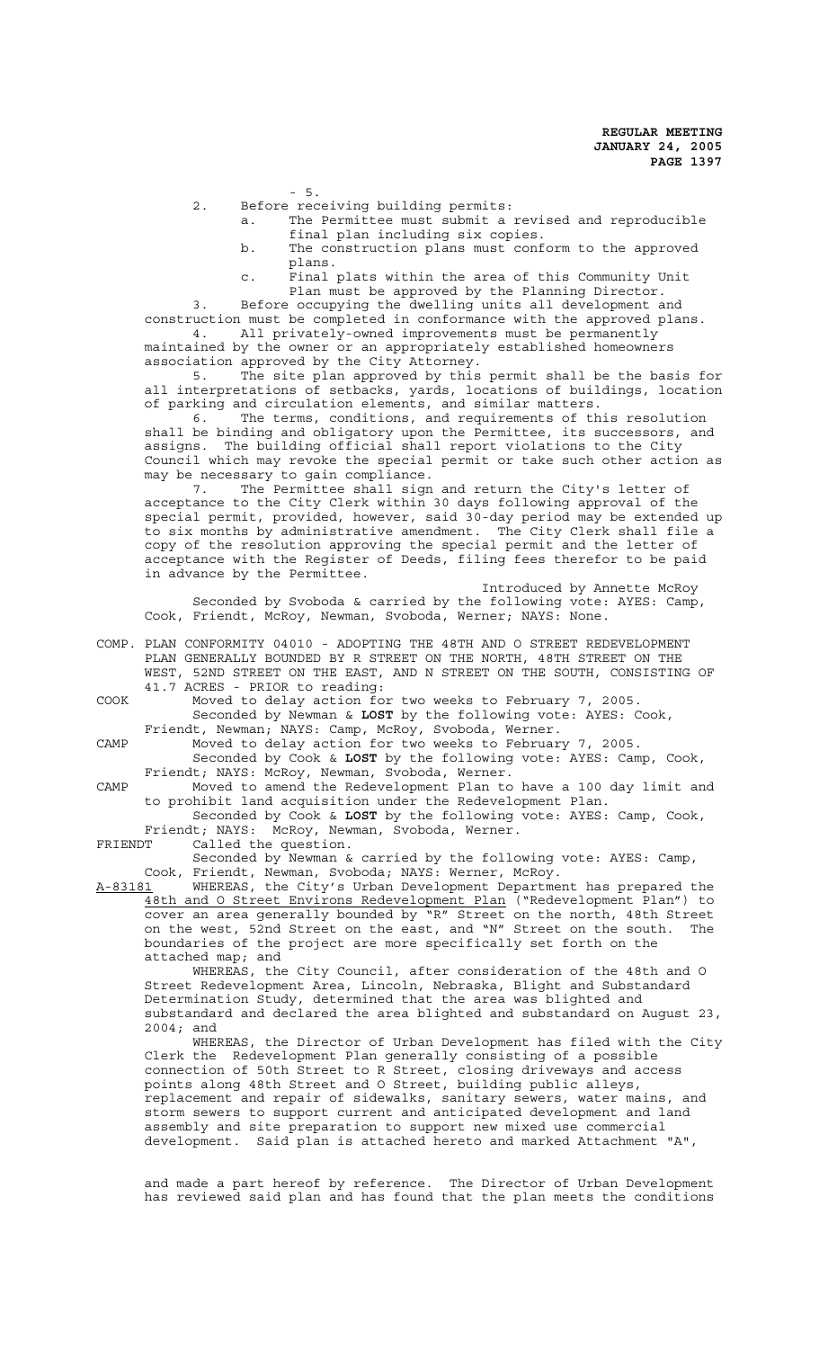- 5.

2. Before receiving building permits:
   a. The Permittee must submit a revised and reproducible final plan including six copies.
   b. The construction plans must conform to the approved plans.
   c. Final plats within the area of this Community Unit Plan must be approved by the Planning Director.

3. Before occupying the dwelling units all development and construction must be completed in conformance with the approved plans.

4. All privately-owned improvements must be permanently maintained by the owner or an appropriately established homeowners association approved by the City Attorney.

5. The site plan approved by this permit shall be the basis for all interpretations of setbacks, yards, locations of buildings, location of parking and circulation elements, and similar matters.

6. The terms, conditions, and requirements of this resolution shall be binding and obligatory upon the Permittee, its successors, and assigns. The building official shall report violations to the City Council which may revoke the special permit or take such other action as may be necessary to gain compliance.

7. The Permittee shall sign and return the City's letter of acceptance to the City Clerk within 30 days following approval of the special permit, provided, however, said 30-day period may be extended up to six months by administrative amendment. The City Clerk shall file a copy of the resolution approving the special permit and the letter of acceptance with the Register of Deeds, filing fees therefor to be paid in advance by the Permittee.

Introduced by Annette McRoy

Seconded by Svoboda & carried by the following vote: AYES: Camp, Cook, Friendt, McRoy, Newman, Svoboda, Werner; NAYS: None.

COMP. PLAN CONFORMITY 04010 - ADOPTING THE 48TH AND O STREET REDEVELOPMENT PLAN GENERALLY BOUNDED BY R STREET ON THE NORTH, 48TH STREET ON THE WEST, 52ND STREET ON THE EAST, AND N STREET ON THE SOUTH, CONSISTING OF 41.7 ACRES - PRIOR to reading:

COOK Moved to delay action for two weeks to February 7, 2005.
Seconded by Newman & **LOST** by the following vote: AYES: Cook, Friendt, Newman; NAYS: Camp, McRoy, Svoboda, Werner.

CAMP Moved to delay action for two weeks to February 7, 2005.
Seconded by Cook & **LOST** by the following vote: AYES: Camp, Cook, Friendt; NAYS: McRoy, Newman, Svoboda, Werner.

CAMP Moved to amend the Redevelopment Plan to have a 100 day limit and to prohibit land acquisition under the Redevelopment Plan.
Seconded by Cook & **LOST** by the following vote: AYES: Camp, Cook, Friendt; NAYS: McRoy, Newman, Svoboda, Werner.

FRIENDT Called the question.
Seconded by Newman & carried by the following vote: AYES: Camp, Cook, Friendt, Newman, Svoboda; NAYS: Werner, McRoy.

A-83181 WHEREAS, the City's Urban Development Department has prepared the 48th and O Street Environs Redevelopment Plan ("Redevelopment Plan") to cover an area generally bounded by "R" Street on the north, 48th Street on the west, 52nd Street on the east, and "N" Street on the south. The boundaries of the project are more specifically set forth on the attached map; and

WHEREAS, the City Council, after consideration of the 48th and O Street Redevelopment Area, Lincoln, Nebraska, Blight and Substandard Determination Study, determined that the area was blighted and substandard and declared the area blighted and substandard on August 23, 2004; and

WHEREAS, the Director of Urban Development has filed with the City Clerk the Redevelopment Plan generally consisting of a possible connection of 50th Street to R Street, closing driveways and access points along 48th Street and O Street, building public alleys, replacement and repair of sidewalks, sanitary sewers, water mains, and storm sewers to support current and anticipated development and land assembly and site preparation to support new mixed use commercial development. Said plan is attached hereto and marked Attachment "A", and made a part hereof by reference. The Director of Urban Development has reviewed said plan and has found that the plan meets the conditions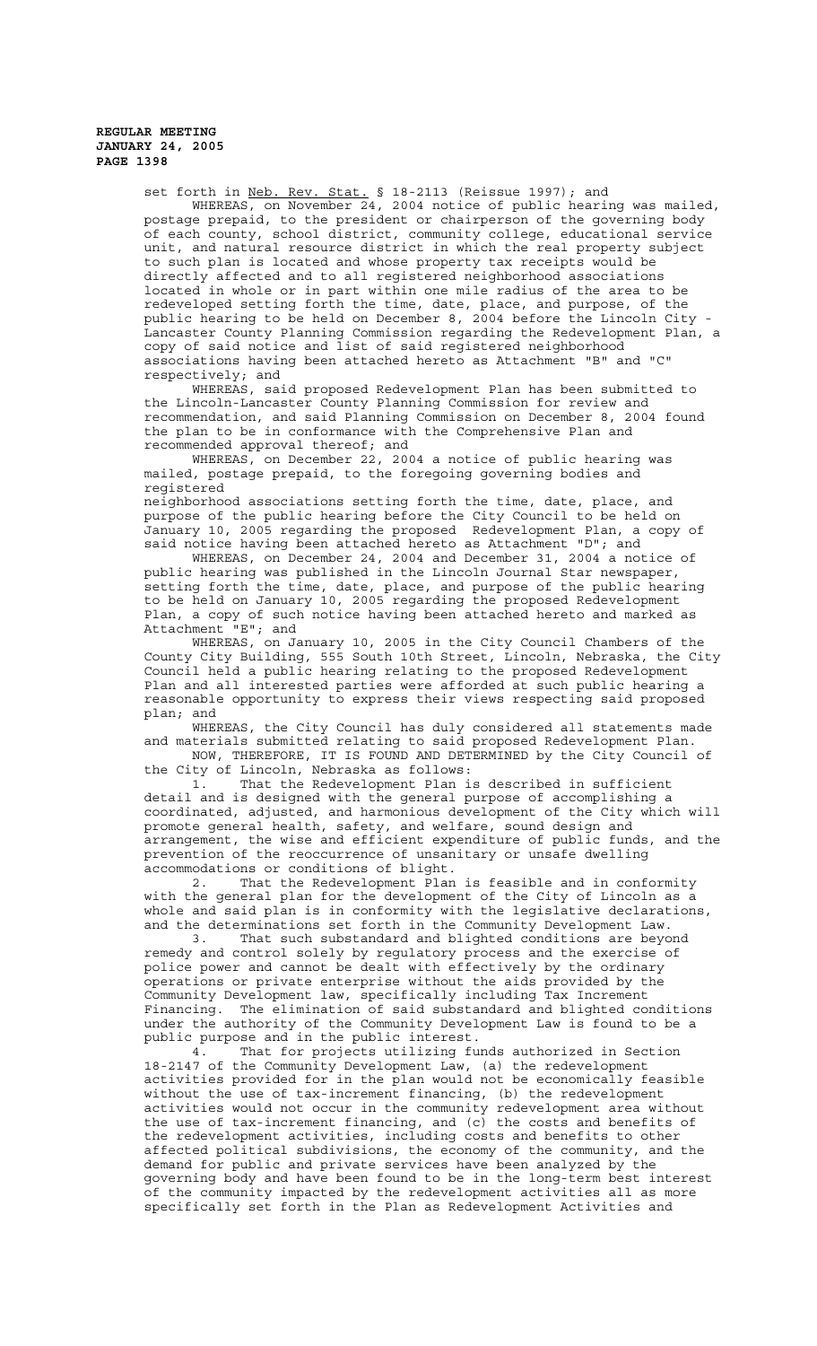set forth in Neb. Rev. Stat. § 18-2113 (Reissue 1997); and

WHEREAS, on November 24, 2004 notice of public hearing was mailed, postage prepaid, to the president or chairperson of the governing body of each county, school district, community college, educational service unit, and natural resource district in which the real property subject to such plan is located and whose property tax receipts would be directly affected and to all registered neighborhood associations located in whole or in part within one mile radius of the area to be redeveloped setting forth the time, date, place, and purpose, of the public hearing to be held on December 8, 2004 before the Lincoln City - Lancaster County Planning Commission regarding the Redevelopment Plan, a copy of said notice and list of said registered neighborhood associations having been attached hereto as Attachment "B" and "C" respectively; and

WHEREAS, said proposed Redevelopment Plan has been submitted to the Lincoln-Lancaster County Planning Commission for review and recommendation, and said Planning Commission on December 8, 2004 found the plan to be in conformance with the Comprehensive Plan and recommended approval thereof; and

WHEREAS, on December 22, 2004 a notice of public hearing was mailed, postage prepaid, to the foregoing governing bodies and registered neighborhood associations setting forth the time, date, place, and purpose of the public hearing before the City Council to be held on January 10, 2005 regarding the proposed Redevelopment Plan, a copy of said notice having been attached hereto as Attachment "D"; and

WHEREAS, on December 24, 2004 and December 31, 2004 a notice of public hearing was published in the Lincoln Journal Star newspaper, setting forth the time, date, place, and purpose of the public hearing to be held on January 10, 2005 regarding the proposed Redevelopment Plan, a copy of such notice having been attached hereto and marked as Attachment "E"; and

WHEREAS, on January 10, 2005 in the City Council Chambers of the County City Building, 555 South 10th Street, Lincoln, Nebraska, the City Council held a public hearing relating to the proposed Redevelopment Plan and all interested parties were afforded at such public hearing a reasonable opportunity to express their views respecting said proposed plan; and

WHEREAS, the City Council has duly considered all statements made and materials submitted relating to said proposed Redevelopment Plan.

NOW, THEREFORE, IT IS FOUND AND DETERMINED by the City Council of the City of Lincoln, Nebraska as follows:

1. That the Redevelopment Plan is described in sufficient detail and is designed with the general purpose of accomplishing a coordinated, adjusted, and harmonious development of the City which will promote general health, safety, and welfare, sound design and arrangement, the wise and efficient expenditure of public funds, and the prevention of the reoccurrence of unsanitary or unsafe dwelling accommodations or conditions of blight.

2. That the Redevelopment Plan is feasible and in conformity with the general plan for the development of the City of Lincoln as a whole and said plan is in conformity with the legislative declarations, and the determinations set forth in the Community Development Law.

3. That such substandard and blighted conditions are beyond remedy and control solely by regulatory process and the exercise of police power and cannot be dealt with effectively by the ordinary operations or private enterprise without the aids provided by the Community Development law, specifically including Tax Increment Financing. The elimination of said substandard and blighted conditions under the authority of the Community Development Law is found to be a public purpose and in the public interest.

4. That for projects utilizing funds authorized in Section 18-2147 of the Community Development Law, (a) the redevelopment activities provided for in the plan would not be economically feasible without the use of tax-increment financing, (b) the redevelopment activities would not occur in the community redevelopment area without the use of tax-increment financing, and (c) the costs and benefits of the redevelopment activities, including costs and benefits to other affected political subdivisions, the economy of the community, and the demand for public and private services have been analyzed by the governing body and have been found to be in the long-term best interest of the community impacted by the redevelopment activities all as more specifically set forth in the Plan as Redevelopment Activities and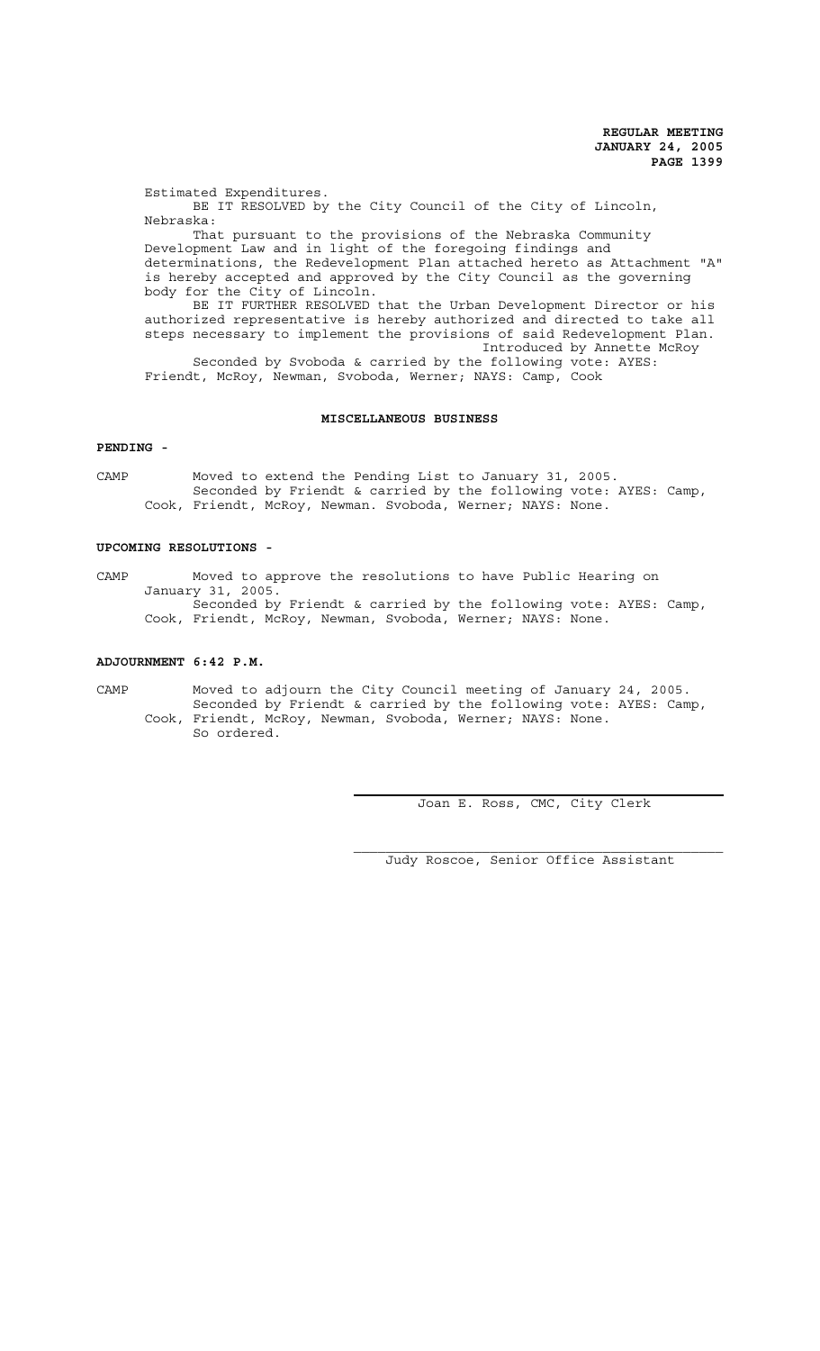Estimated Expenditures.

BE IT RESOLVED by the City Council of the City of Lincoln, Nebraska:

That pursuant to the provisions of the Nebraska Community Development Law and in light of the foregoing findings and determinations, the Redevelopment Plan attached hereto as Attachment "A" is hereby accepted and approved by the City Council as the governing body for the City of Lincoln.

BE IT FURTHER RESOLVED that the Urban Development Director or his authorized representative is hereby authorized and directed to take all steps necessary to implement the provisions of said Redevelopment Plan.

Introduced by Annette McRoy

Seconded by Svoboda & carried by the following vote: AYES: Friendt, McRoy, Newman, Svoboda, Werner; NAYS: Camp, Cook

## MISCELLANEOUS BUSINESS

**PENDING -**

CAMP Moved to extend the Pending List to January 31, 2005.
Seconded by Friendt & carried by the following vote: AYES: Camp, Cook, Friendt, McRoy, Newman. Svoboda, Werner; NAYS: None.

**UPCOMING RESOLUTIONS -**

CAMP Moved to approve the resolutions to have Public Hearing on January 31, 2005.
Seconded by Friendt & carried by the following vote: AYES: Camp, Cook, Friendt, McRoy, Newman, Svoboda, Werner; NAYS: None.

**ADJOURNMENT 6:42 P.M.**

CAMP Moved to adjourn the City Council meeting of January 24, 2005.
Seconded by Friendt & carried by the following vote: AYES: Camp, Cook, Friendt, McRoy, Newman, Svoboda, Werner; NAYS: None.
So ordered.

Joan E. Ross, CMC, City Clerk

Judy Roscoe, Senior Office Assistant